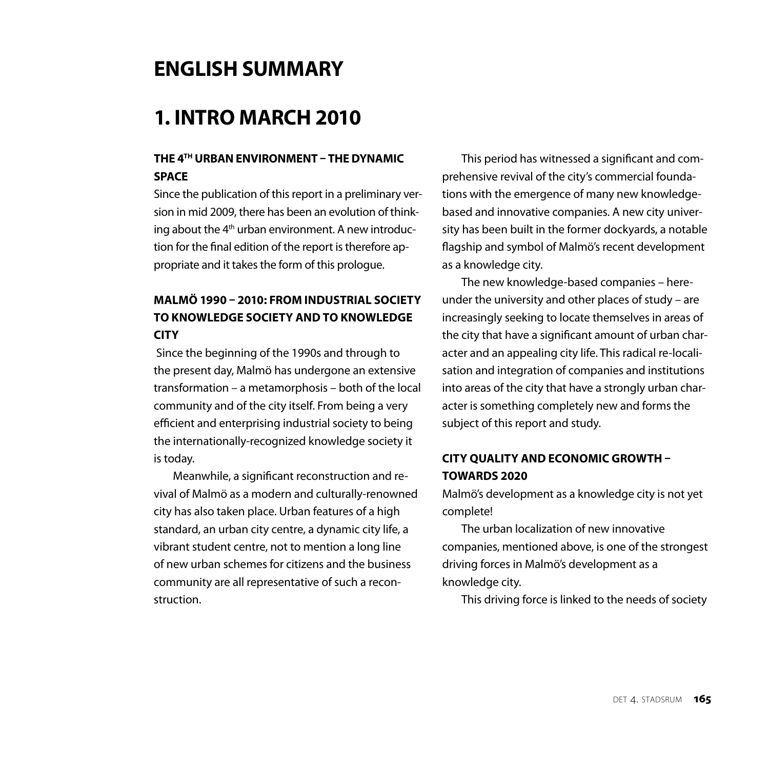# ENGLISH SUMMARY

# 1. INTRO MARCH 2010

### THE 4TH URBAN ENVIRONMENT – THE DYNAMIC SPACE

Since the publication of this report in a preliminary version in mid 2009, there has been an evolution of thinking about the 4th urban environment. A new introduction for the final edition of the report is therefore appropriate and it takes the form of this prologue.

### MALMÖ 1990 – 2010: FROM INDUSTRIAL SOCIETY TO KNOWLEDGE SOCIETY AND TO KNOWLEDGE CITY

Since the beginning of the 1990s and through to the present day, Malmö has undergone an extensive transformation – a metamorphosis – both of the local community and of the city itself. From being a very efficient and enterprising industrial society to being the internationally-recognized knowledge society it is today.

Meanwhile, a significant reconstruction and revival of Malmö as a modern and culturally-renowned city has also taken place. Urban features of a high standard, an urban city centre, a dynamic city life, a vibrant student centre, not to mention a long line of new urban schemes for citizens and the business community are all representative of such a reconstruction.

This period has witnessed a significant and comprehensive revival of the city's commercial foundations with the emergence of many new knowledge-based and innovative companies. A new city university has been built in the former dockyards, a notable flagship and symbol of Malmö's recent development as a knowledge city.

The new knowledge-based companies – hereunder the university and other places of study – are increasingly seeking to locate themselves in areas of the city that have a significant amount of urban character and an appealing city life. This radical re-localisation and integration of companies and institutions into areas of the city that have a strongly urban character is something completely new and forms the subject of this report and study.

### CITY QUALITY AND ECONOMIC GROWTH – TOWARDS 2020

Malmö's development as a knowledge city is not yet complete!

The urban localization of new innovative companies, mentioned above, is one of the strongest driving forces in Malmö's development as a knowledge city.

This driving force is linked to the needs of society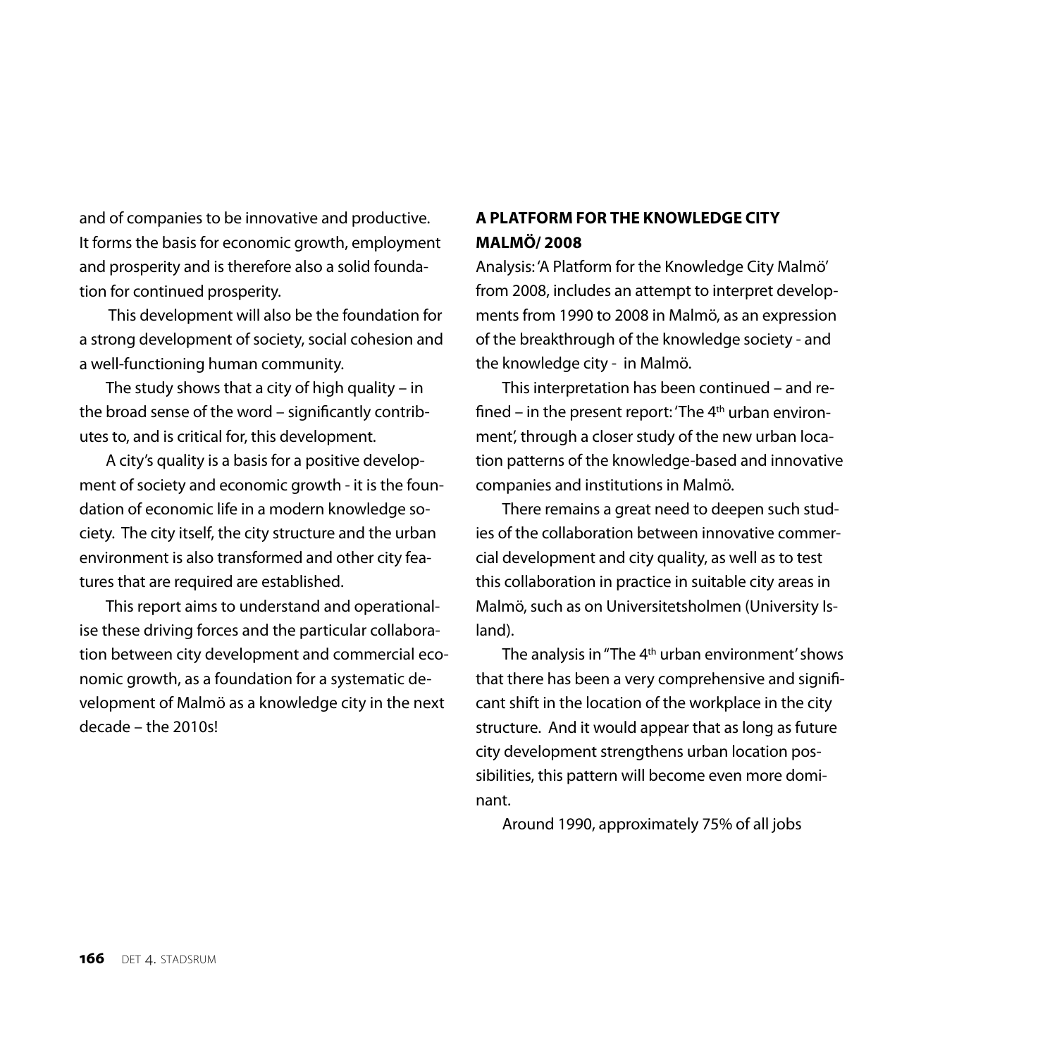and of companies to be innovative and productive. It forms the basis for economic growth, employment and prosperity and is therefore also a solid foundation for continued prosperity.

This development will also be the foundation for a strong development of society, social cohesion and a well-functioning human community.

The study shows that a city of high quality – in the broad sense of the word – significantly contributes to, and is critical for, this development.

A city's quality is a basis for a positive development of society and economic growth - it is the foundation of economic life in a modern knowledge society. The city itself, the city structure and the urban environment is also transformed and other city features that are required are established.

This report aims to understand and operationalise these driving forces and the particular collaboration between city development and commercial economic growth, as a foundation for a systematic development of Malmö as a knowledge city in the next decade – the 2010s!

**A PLATFORM FOR THE KNOWLEDGE CITY MALMÖ/ 2008**

Analysis: 'A Platform for the Knowledge City Malmö' from 2008, includes an attempt to interpret developments from 1990 to 2008 in Malmö, as an expression of the breakthrough of the knowledge society - and the knowledge city - in Malmö.

This interpretation has been continued – and refined – in the present report: 'The 4th urban environment', through a closer study of the new urban location patterns of the knowledge-based and innovative companies and institutions in Malmö.

There remains a great need to deepen such studies of the collaboration between innovative commercial development and city quality, as well as to test this collaboration in practice in suitable city areas in Malmö, such as on Universitetsholmen (University Island).

The analysis in "The 4th urban environment' shows that there has been a very comprehensive and significant shift in the location of the workplace in the city structure. And it would appear that as long as future city development strengthens urban location possibilities, this pattern will become even more dominant.

Around 1990, approximately 75% of all jobs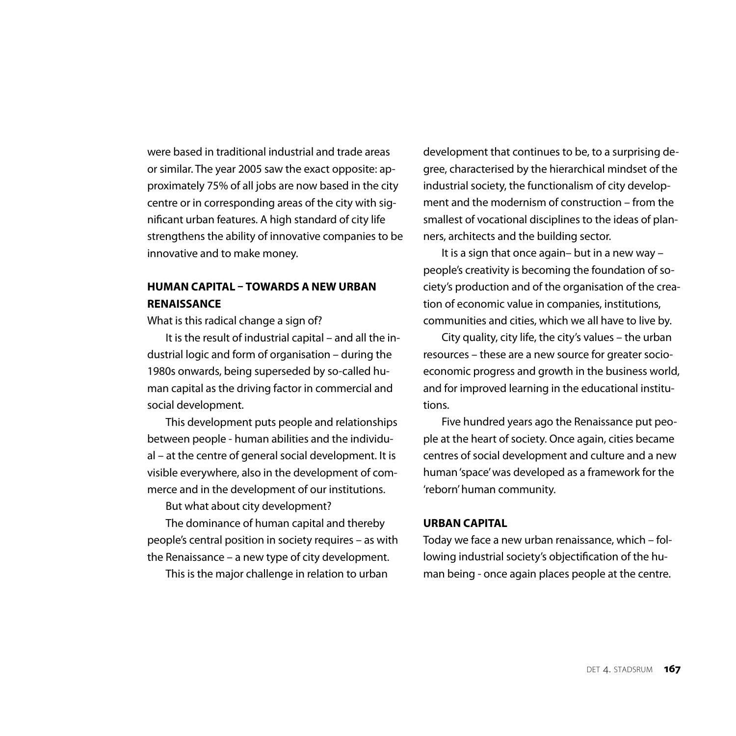were based in traditional industrial and trade areas or similar. The year 2005 saw the exact opposite: approximately 75% of all jobs are now based in the city centre or in corresponding areas of the city with significant urban features. A high standard of city life strengthens the ability of innovative companies to be innovative and to make money.

## HUMAN CAPITAL – TOWARDS A NEW URBAN RENAISSANCE

What is this radical change a sign of?

It is the result of industrial capital – and all the industrial logic and form of organisation – during the 1980s onwards, being superseded by so-called human capital as the driving factor in commercial and social development.

This development puts people and relationships between people - human abilities and the individual – at the centre of general social development. It is visible everywhere, also in the development of commerce and in the development of our institutions.

But what about city development?

The dominance of human capital and thereby people's central position in society requires – as with the Renaissance – a new type of city development.

This is the major challenge in relation to urban development that continues to be, to a surprising degree, characterised by the hierarchical mindset of the industrial society, the functionalism of city development and the modernism of construction – from the smallest of vocational disciplines to the ideas of planners, architects and the building sector.

It is a sign that once again– but in a new way – people's creativity is becoming the foundation of society's production and of the organisation of the creation of economic value in companies, institutions, communities and cities, which we all have to live by.

City quality, city life, the city's values – the urban resources – these are a new source for greater socioeconomic progress and growth in the business world, and for improved learning in the educational institutions.

Five hundred years ago the Renaissance put people at the heart of society. Once again, cities became centres of social development and culture and a new human 'space' was developed as a framework for the 'reborn' human community.

## URBAN CAPITAL

Today we face a new urban renaissance, which – following industrial society's objectification of the human being - once again places people at the centre.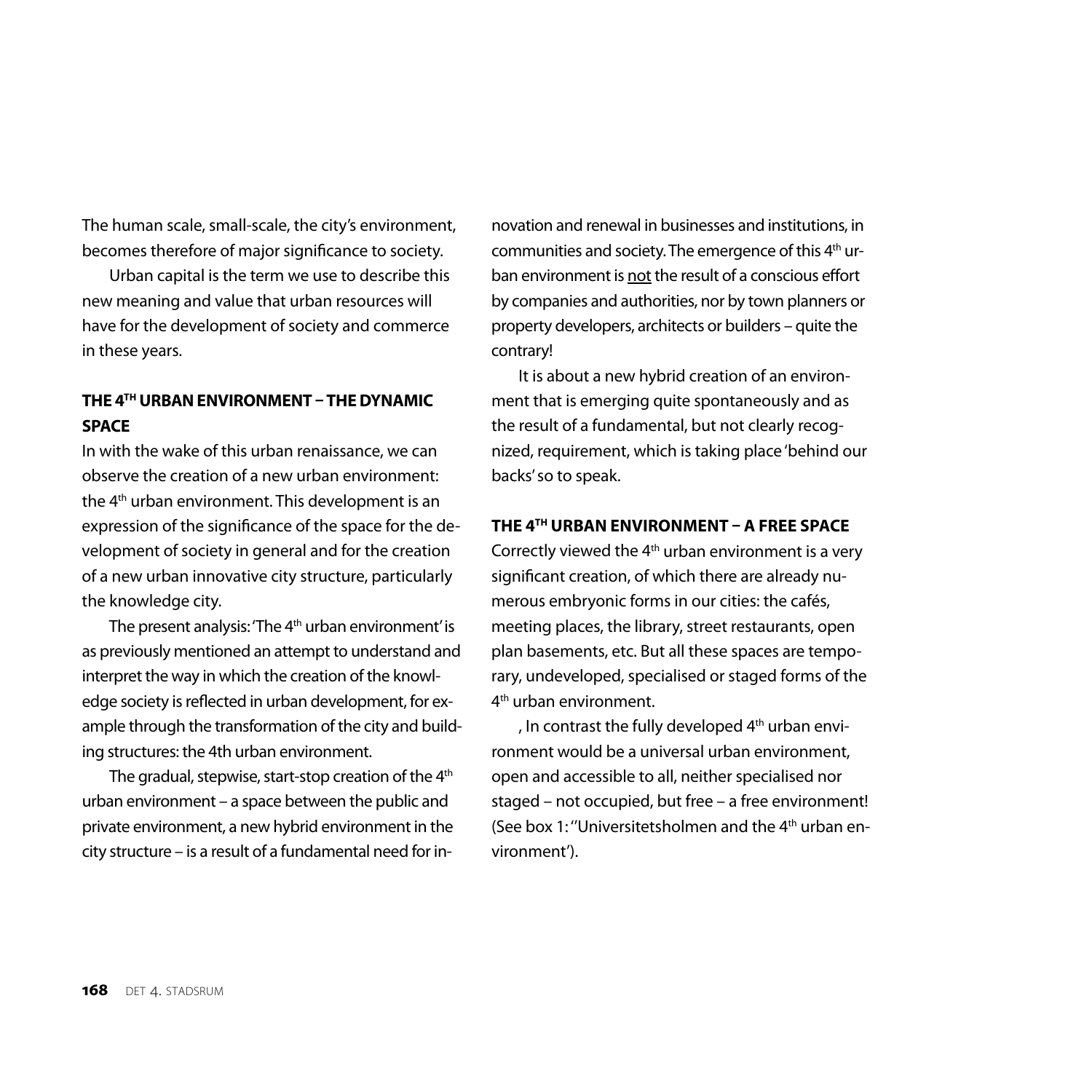The human scale, small-scale, the city's environment, becomes therefore of major significance to society.

Urban capital is the term we use to describe this new meaning and value that urban resources will have for the development of society and commerce in these years.

## THE 4TH URBAN ENVIRONMENT – THE DYNAMIC SPACE

In with the wake of this urban renaissance, we can observe the creation of a new urban environment: the 4th urban environment. This development is an expression of the significance of the space for the development of society in general and for the creation of a new urban innovative city structure, particularly the knowledge city.

The present analysis: 'The 4th urban environment' is as previously mentioned an attempt to understand and interpret the way in which the creation of the knowledge society is reflected in urban development, for example through the transformation of the city and building structures: the 4th urban environment.

The gradual, stepwise, start-stop creation of the 4th urban environment – a space between the public and private environment, a new hybrid environment in the city structure – is a result of a fundamental need for innovation and renewal in businesses and institutions, in communities and society. The emergence of this 4th urban environment is <u>not</u> the result of a conscious effort by companies and authorities, nor by town planners or property developers, architects or builders – quite the contrary!

It is about a new hybrid creation of an environment that is emerging quite spontaneously and as the result of a fundamental, but not clearly recognized, requirement, which is taking place 'behind our backs' so to speak.

## THE 4TH URBAN ENVIRONMENT – A FREE SPACE

Correctly viewed the 4th urban environment is a very significant creation, of which there are already numerous embryonic forms in our cities: the cafés, meeting places, the library, street restaurants, open plan basements, etc. But all these spaces are temporary, undeveloped, specialised or staged forms of the 4th urban environment.

, In contrast the fully developed 4th urban environment would be a universal urban environment, open and accessible to all, neither specialised nor staged – not occupied, but free – a free environment! (See box 1: ''Universitetsholmen and the 4th urban environment').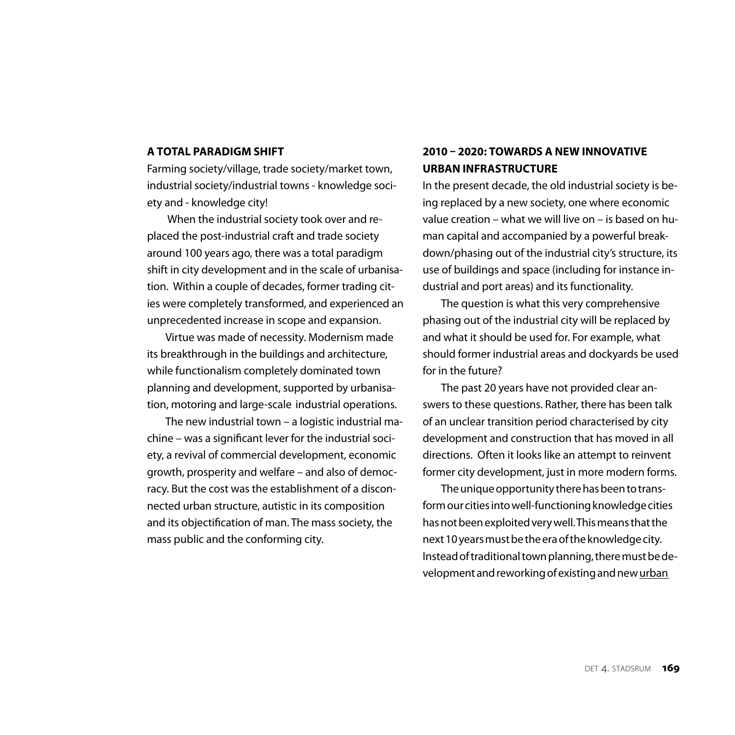## A TOTAL PARADIGM SHIFT

Farming society/village, trade society/market town, industrial society/industrial towns - knowledge society and - knowledge city!

When the industrial society took over and replaced the post-industrial craft and trade society around 100 years ago, there was a total paradigm shift in city development and in the scale of urbanisation. Within a couple of decades, former trading cities were completely transformed, and experienced an unprecedented increase in scope and expansion.

Virtue was made of necessity. Modernism made its breakthrough in the buildings and architecture, while functionalism completely dominated town planning and development, supported by urbanisation, motoring and large-scale industrial operations.

The new industrial town – a logistic industrial machine – was a significant lever for the industrial society, a revival of commercial development, economic growth, prosperity and welfare – and also of democracy. But the cost was the establishment of a disconnected urban structure, autistic in its composition and its objectification of man. The mass society, the mass public and the conforming city.

## 2010 – 2020: TOWARDS A NEW INNOVATIVE URBAN INFRASTRUCTURE

In the present decade, the old industrial society is being replaced by a new society, one where economic value creation – what we will live on – is based on human capital and accompanied by a powerful breakdown/phasing out of the industrial city's structure, its use of buildings and space (including for instance industrial and port areas) and its functionality.

The question is what this very comprehensive phasing out of the industrial city will be replaced by and what it should be used for. For example, what should former industrial areas and dockyards be used for in the future?

The past 20 years have not provided clear answers to these questions. Rather, there has been talk of an unclear transition period characterised by city development and construction that has moved in all directions. Often it looks like an attempt to reinvent former city development, just in more modern forms.

The unique opportunity there has been to transform our cities into well-functioning knowledge cities has not been exploited very well. This means that the next 10 years must be the era of the knowledge city. Instead of traditional town planning, there must be development and reworking of existing and new urban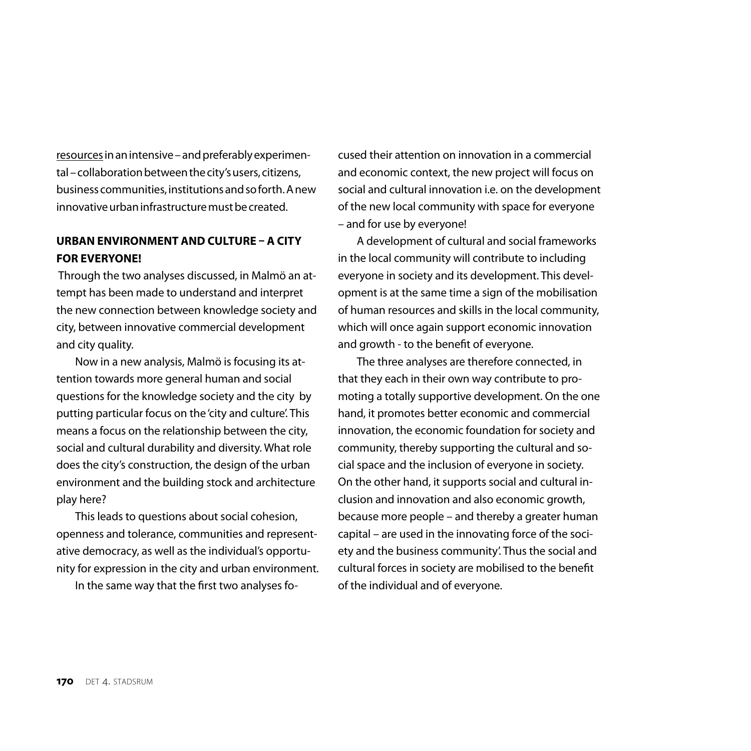resources in an intensive – and preferably experimental – collaboration between the city's users, citizens, business communities, institutions and so forth. A new innovative urban infrastructure must be created.

## URBAN ENVIRONMENT AND CULTURE – A CITY FOR EVERYONE!

Through the two analyses discussed, in Malmö an attempt has been made to understand and interpret the new connection between knowledge society and city, between innovative commercial development and city quality.

Now in a new analysis, Malmö is focusing its attention towards more general human and social questions for the knowledge society and the city by putting particular focus on the 'city and culture'. This means a focus on the relationship between the city, social and cultural durability and diversity. What role does the city's construction, the design of the urban environment and the building stock and architecture play here?

This leads to questions about social cohesion, openness and tolerance, communities and representative democracy, as well as the individual's opportunity for expression in the city and urban environment.

In the same way that the first two analyses focused their attention on innovation in a commercial and economic context, the new project will focus on social and cultural innovation i.e. on the development of the new local community with space for everyone – and for use by everyone!

A development of cultural and social frameworks in the local community will contribute to including everyone in society and its development. This development is at the same time a sign of the mobilisation of human resources and skills in the local community, which will once again support economic innovation and growth - to the benefit of everyone.

The three analyses are therefore connected, in that they each in their own way contribute to promoting a totally supportive development. On the one hand, it promotes better economic and commercial innovation, the economic foundation for society and community, thereby supporting the cultural and social space and the inclusion of everyone in society. On the other hand, it supports social and cultural inclusion and innovation and also economic growth, because more people – and thereby a greater human capital – are used in the innovating force of the society and the business community'. Thus the social and cultural forces in society are mobilised to the benefit of the individual and of everyone.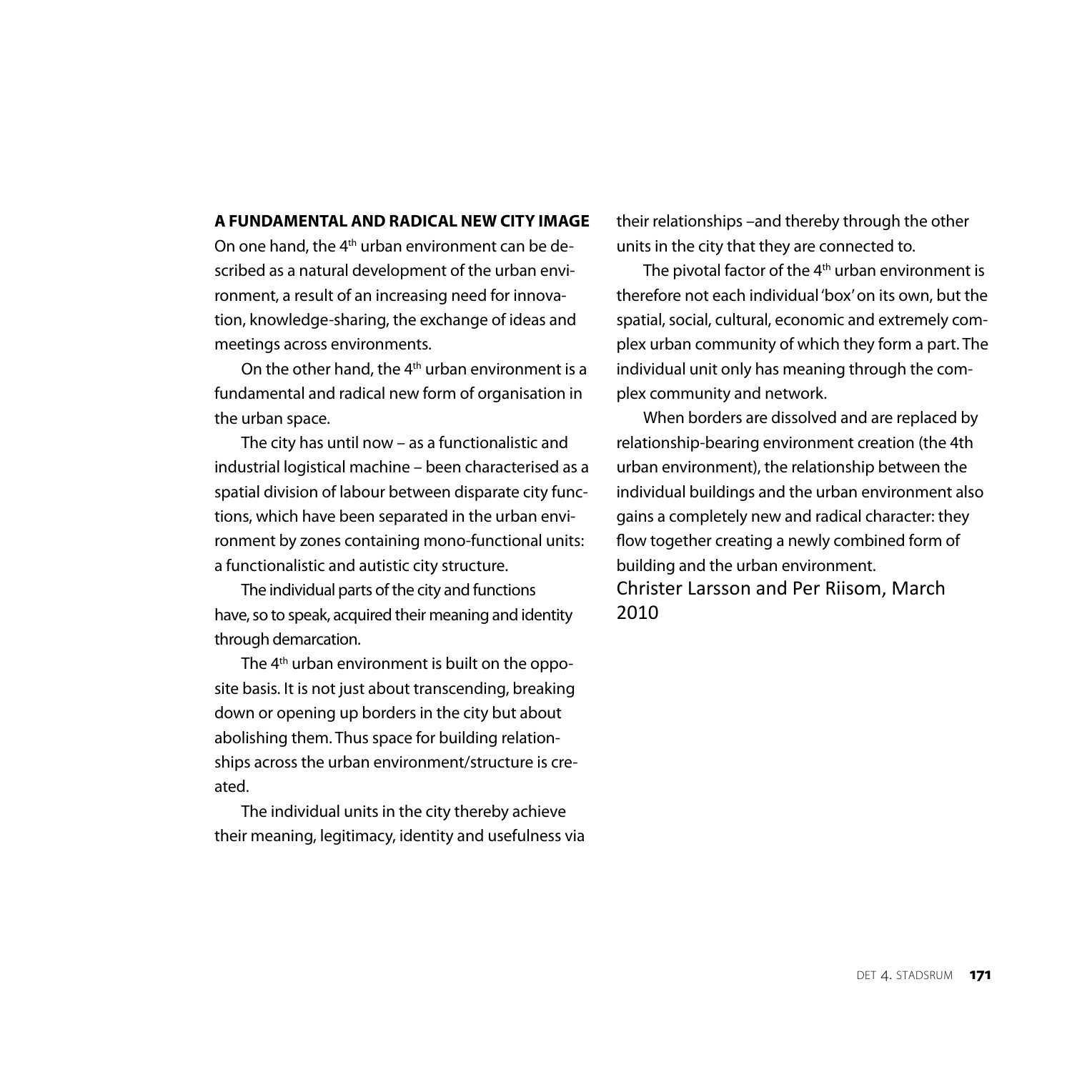## A FUNDAMENTAL AND RADICAL NEW CITY IMAGE

On one hand, the 4th urban environment can be described as a natural development of the urban environment, a result of an increasing need for innovation, knowledge-sharing, the exchange of ideas and meetings across environments.

On the other hand, the 4th urban environment is a fundamental and radical new form of organisation in the urban space.

The city has until now – as a functionalistic and industrial logistical machine – been characterised as a spatial division of labour between disparate city functions, which have been separated in the urban environment by zones containing mono-functional units: a functionalistic and autistic city structure.

The individual parts of the city and functions have, so to speak, acquired their meaning and identity through demarcation.

The 4th urban environment is built on the opposite basis. It is not just about transcending, breaking down or opening up borders in the city but about abolishing them. Thus space for building relationships across the urban environment/structure is created.

The individual units in the city thereby achieve their meaning, legitimacy, identity and usefulness via their relationships –and thereby through the other units in the city that they are connected to.

The pivotal factor of the 4th urban environment is therefore not each individual 'box' on its own, but the spatial, social, cultural, economic and extremely complex urban community of which they form a part. The individual unit only has meaning through the complex community and network.

When borders are dissolved and are replaced by relationship-bearing environment creation (the 4th urban environment), the relationship between the individual buildings and the urban environment also gains a completely new and radical character: they flow together creating a newly combined form of building and the urban environment.

Christer Larsson and Per Riisom, March 2010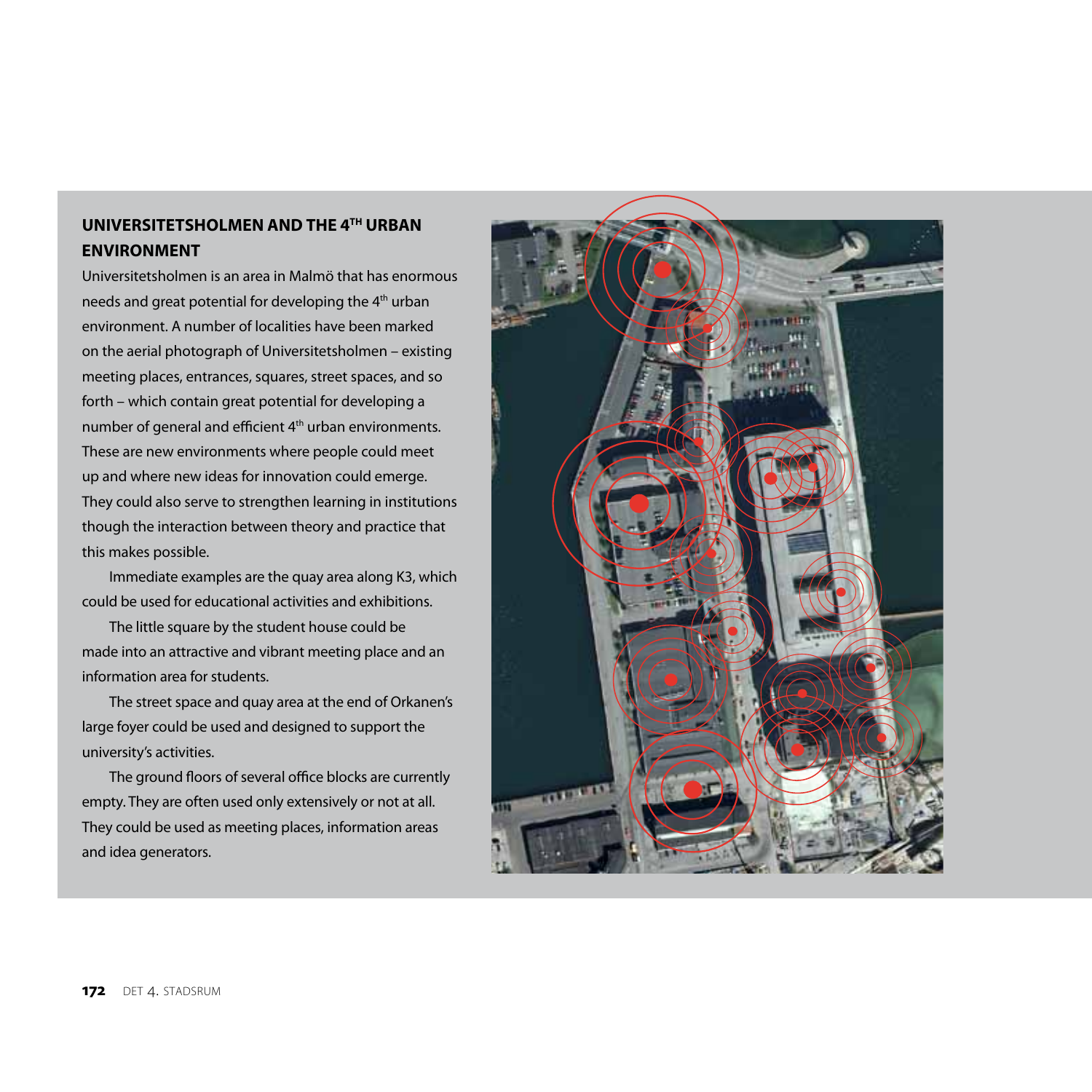## UNIVERSITETSHOLMEN AND THE 4TH URBAN ENVIRONMENT

Universitetsholmen is an area in Malmö that has enormous needs and great potential for developing the 4th urban environment. A number of localities have been marked on the aerial photograph of Universitetsholmen – existing meeting places, entrances, squares, street spaces, and so forth – which contain great potential for developing a number of general and efficient 4th urban environments. These are new environments where people could meet up and where new ideas for innovation could emerge. They could also serve to strengthen learning in institutions though the interaction between theory and practice that this makes possible.

Immediate examples are the quay area along K3, which could be used for educational activities and exhibitions.

The little square by the student house could be made into an attractive and vibrant meeting place and an information area for students.

The street space and quay area at the end of Orkanen's large foyer could be used and designed to support the university's activities.

The ground floors of several office blocks are currently empty. They are often used only extensively or not at all. They could be used as meeting places, information areas and idea generators.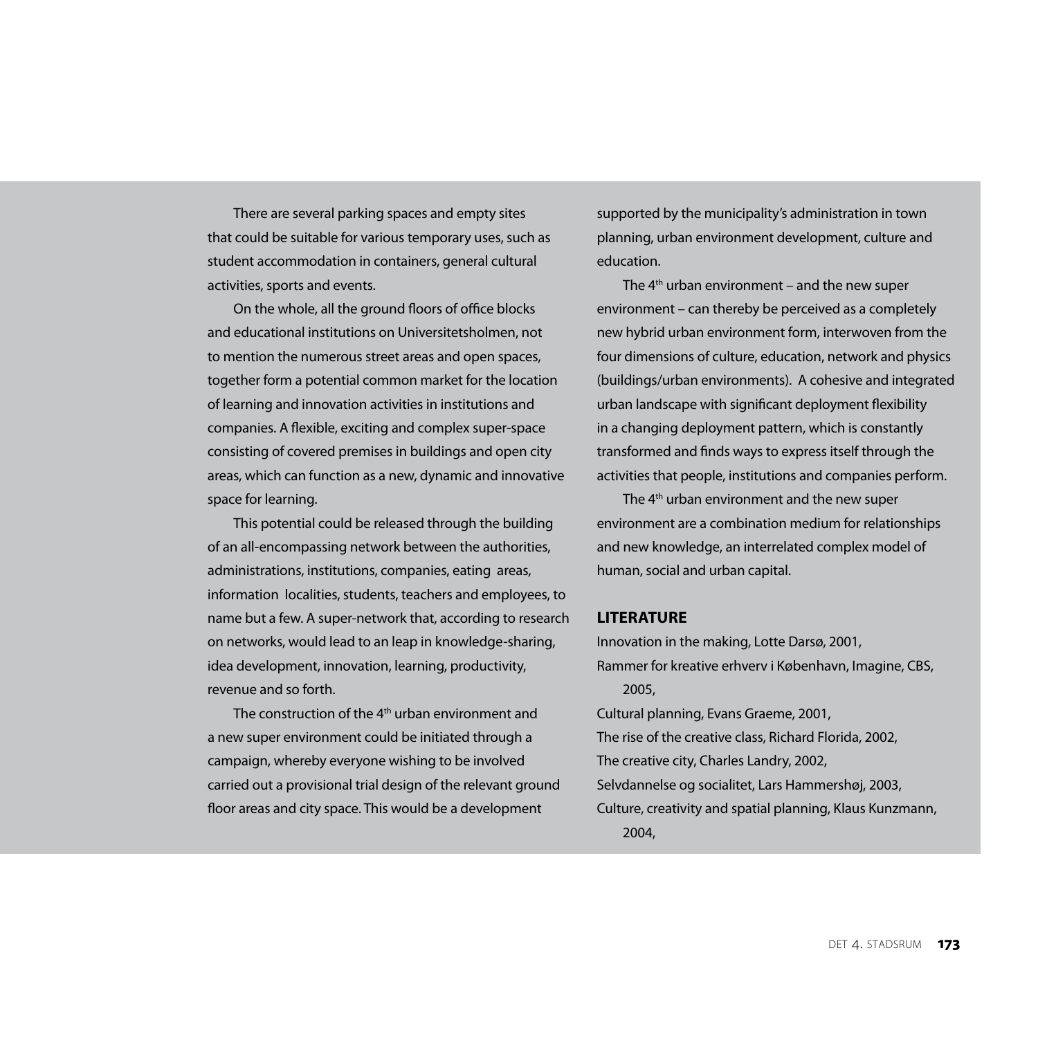There are several parking spaces and empty sites that could be suitable for various temporary uses, such as student accommodation in containers, general cultural activities, sports and events.

On the whole, all the ground floors of office blocks and educational institutions on Universitetsholmen, not to mention the numerous street areas and open spaces, together form a potential common market for the location of learning and innovation activities in institutions and companies. A flexible, exciting and complex super-space consisting of covered premises in buildings and open city areas, which can function as a new, dynamic and innovative space for learning.

This potential could be released through the building of an all-encompassing network between the authorities, administrations, institutions, companies, eating areas, information localities, students, teachers and employees, to name but a few. A super-network that, according to research on networks, would lead to an leap in knowledge-sharing, idea development, innovation, learning, productivity, revenue and so forth.

The construction of the 4th urban environment and a new super environment could be initiated through a campaign, whereby everyone wishing to be involved carried out a provisional trial design of the relevant ground floor areas and city space. This would be a development supported by the municipality's administration in town planning, urban environment development, culture and education.

The 4th urban environment – and the new super environment – can thereby be perceived as a completely new hybrid urban environment form, interwoven from the four dimensions of culture, education, network and physics (buildings/urban environments). A cohesive and integrated urban landscape with significant deployment flexibility in a changing deployment pattern, which is constantly transformed and finds ways to express itself through the activities that people, institutions and companies perform.

The 4th urban environment and the new super environment are a combination medium for relationships and new knowledge, an interrelated complex model of human, social and urban capital.

## LITERATURE

Innovation in the making, Lotte Darsø, 2001,
Rammer for kreative erhverv i København, Imagine, CBS, 2005,
Cultural planning, Evans Graeme, 2001,
The rise of the creative class, Richard Florida, 2002,
The creative city, Charles Landry, 2002,
Selvdannelse og socialitet, Lars Hammershøj, 2003,
Culture, creativity and spatial planning, Klaus Kunzmann, 2004,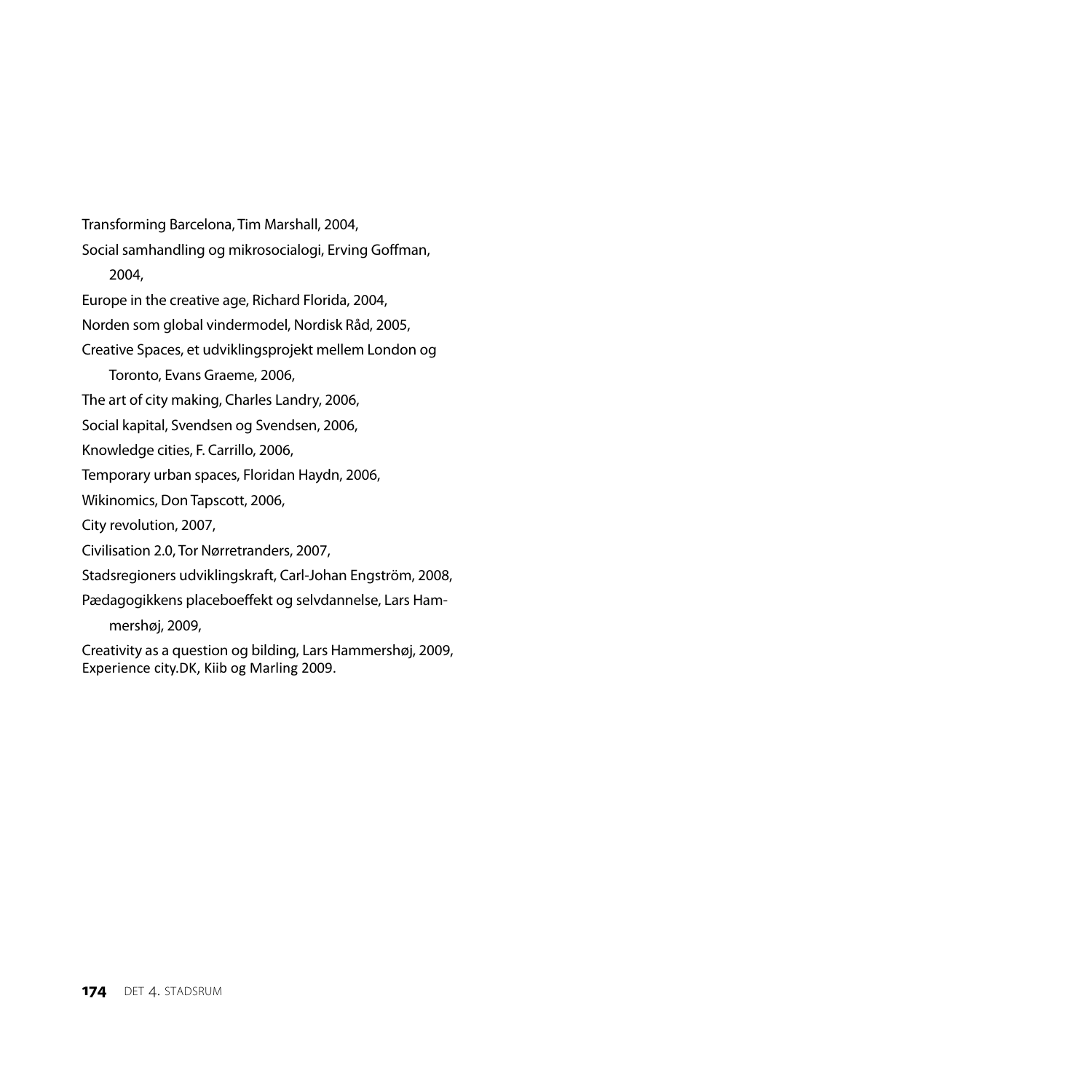Transforming Barcelona, Tim Marshall, 2004,

Social samhandling og mikrosocialogi, Erving Goffman, 2004,

Europe in the creative age, Richard Florida, 2004,

Norden som global vindermodel, Nordisk Råd, 2005,

Creative Spaces, et udviklingsprojekt mellem London og Toronto, Evans Graeme, 2006,

The art of city making, Charles Landry, 2006,

Social kapital, Svendsen og Svendsen, 2006,

Knowledge cities, F. Carrillo, 2006,

Temporary urban spaces, Floridan Haydn, 2006,

Wikinomics, Don Tapscott, 2006,

City revolution, 2007,

Civilisation 2.0, Tor Nørretranders, 2007,

Stadsregioners udviklingskraft, Carl-Johan Engström, 2008,

Pædagogikkens placeboeffekt og selvdannelse, Lars Hammershøj, 2009,

Creativity as a question og bilding, Lars Hammershøj, 2009,
Experience city.DK, Kiib og Marling 2009.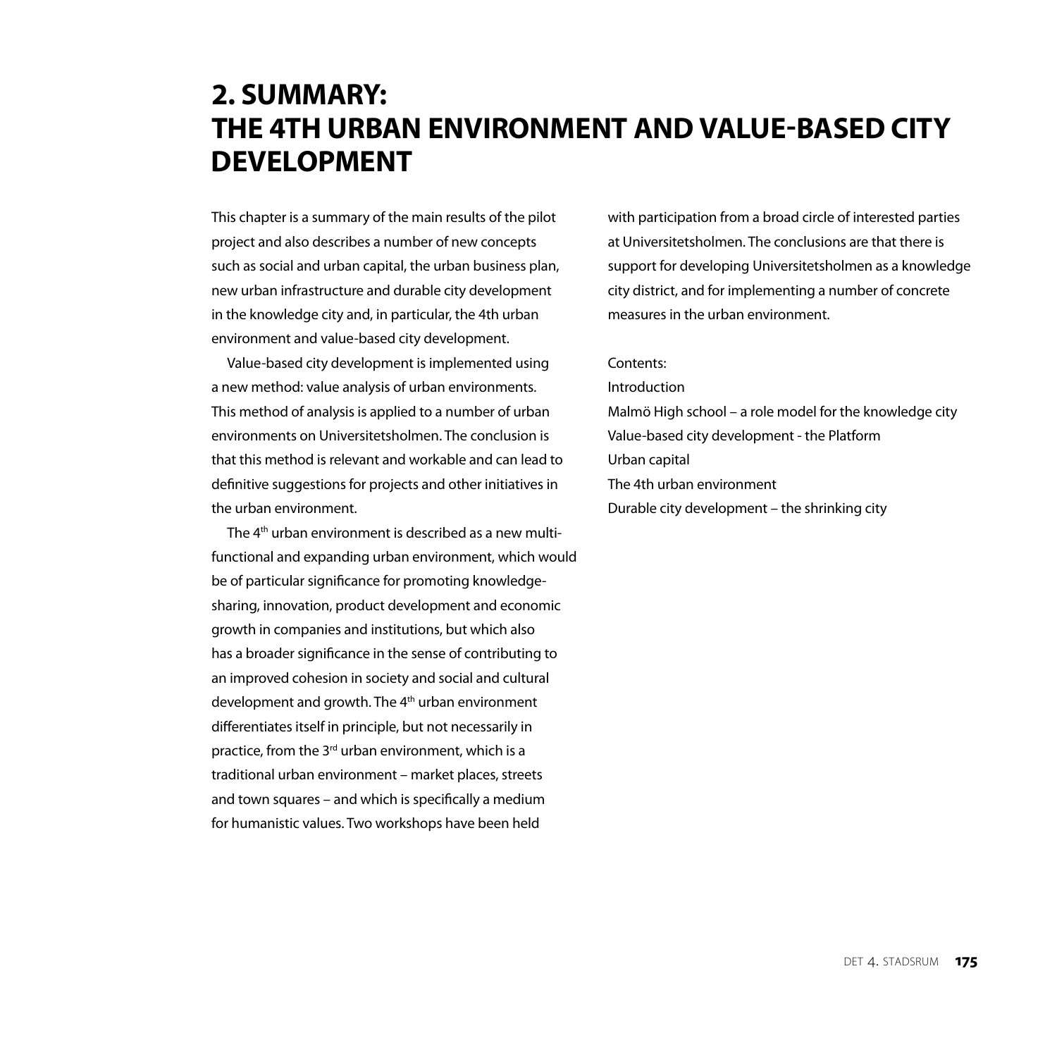# 2. SUMMARY: THE 4TH URBAN ENVIRONMENT AND VALUE-BASED CITY DEVELOPMENT

This chapter is a summary of the main results of the pilot project and also describes a number of new concepts such as social and urban capital, the urban business plan, new urban infrastructure and durable city development in the knowledge city and, in particular, the 4th urban environment and value-based city development.

Value-based city development is implemented using a new method: value analysis of urban environments. This method of analysis is applied to a number of urban environments on Universitetsholmen. The conclusion is that this method is relevant and workable and can lead to definitive suggestions for projects and other initiatives in the urban environment.

The 4th urban environment is described as a new multi-functional and expanding urban environment, which would be of particular significance for promoting knowledge-sharing, innovation, product development and economic growth in companies and institutions, but which also has a broader significance in the sense of contributing to an improved cohesion in society and social and cultural development and growth. The 4th urban environment differentiates itself in principle, but not necessarily in practice, from the 3rd urban environment, which is a traditional urban environment – market places, streets and town squares – and which is specifically a medium for humanistic values. Two workshops have been held with participation from a broad circle of interested parties at Universitetsholmen. The conclusions are that there is support for developing Universitetsholmen as a knowledge city district, and for implementing a number of concrete measures in the urban environment.

Contents:
Introduction
Malmö High school – a role model for the knowledge city
Value-based city development - the Platform
Urban capital
The 4th urban environment
Durable city development – the shrinking city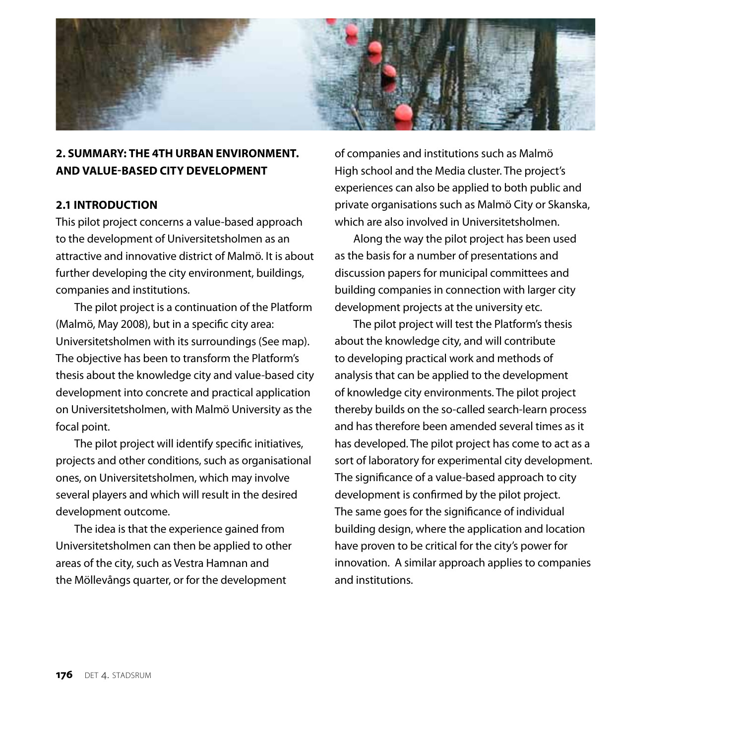## 2. SUMMARY: THE 4TH URBAN ENVIRONMENT. AND VALUE-BASED CITY DEVELOPMENT

### 2.1 INTRODUCTION

This pilot project concerns a value-based approach to the development of Universitetsholmen as an attractive and innovative district of Malmö. It is about further developing the city environment, buildings, companies and institutions.

The pilot project is a continuation of the Platform (Malmö, May 2008), but in a specific city area: Universitetsholmen with its surroundings (See map). The objective has been to transform the Platform's thesis about the knowledge city and value-based city development into concrete and practical application on Universitetsholmen, with Malmö University as the focal point.

The pilot project will identify specific initiatives, projects and other conditions, such as organisational ones, on Universitetsholmen, which may involve several players and which will result in the desired development outcome.

The idea is that the experience gained from Universitetsholmen can then be applied to other areas of the city, such as Vestra Hamnan and the Möllevångs quarter, or for the development of companies and institutions such as Malmö High school and the Media cluster. The project's experiences can also be applied to both public and private organisations such as Malmö City or Skanska, which are also involved in Universitetsholmen.

Along the way the pilot project has been used as the basis for a number of presentations and discussion papers for municipal committees and building companies in connection with larger city development projects at the university etc.

The pilot project will test the Platform's thesis about the knowledge city, and will contribute to developing practical work and methods of analysis that can be applied to the development of knowledge city environments. The pilot project thereby builds on the so-called search-learn process and has therefore been amended several times as it has developed. The pilot project has come to act as a sort of laboratory for experimental city development. The significance of a value-based approach to city development is confirmed by the pilot project. The same goes for the significance of individual building design, where the application and location have proven to be critical for the city's power for innovation. A similar approach applies to companies and institutions.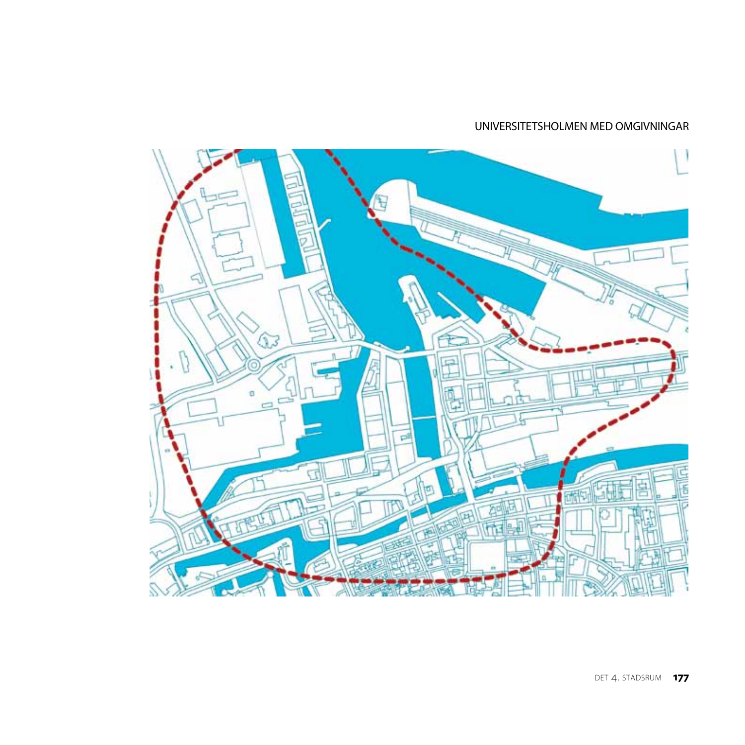UNIVERSITETSHOLMEN MED OMGIVNINGAR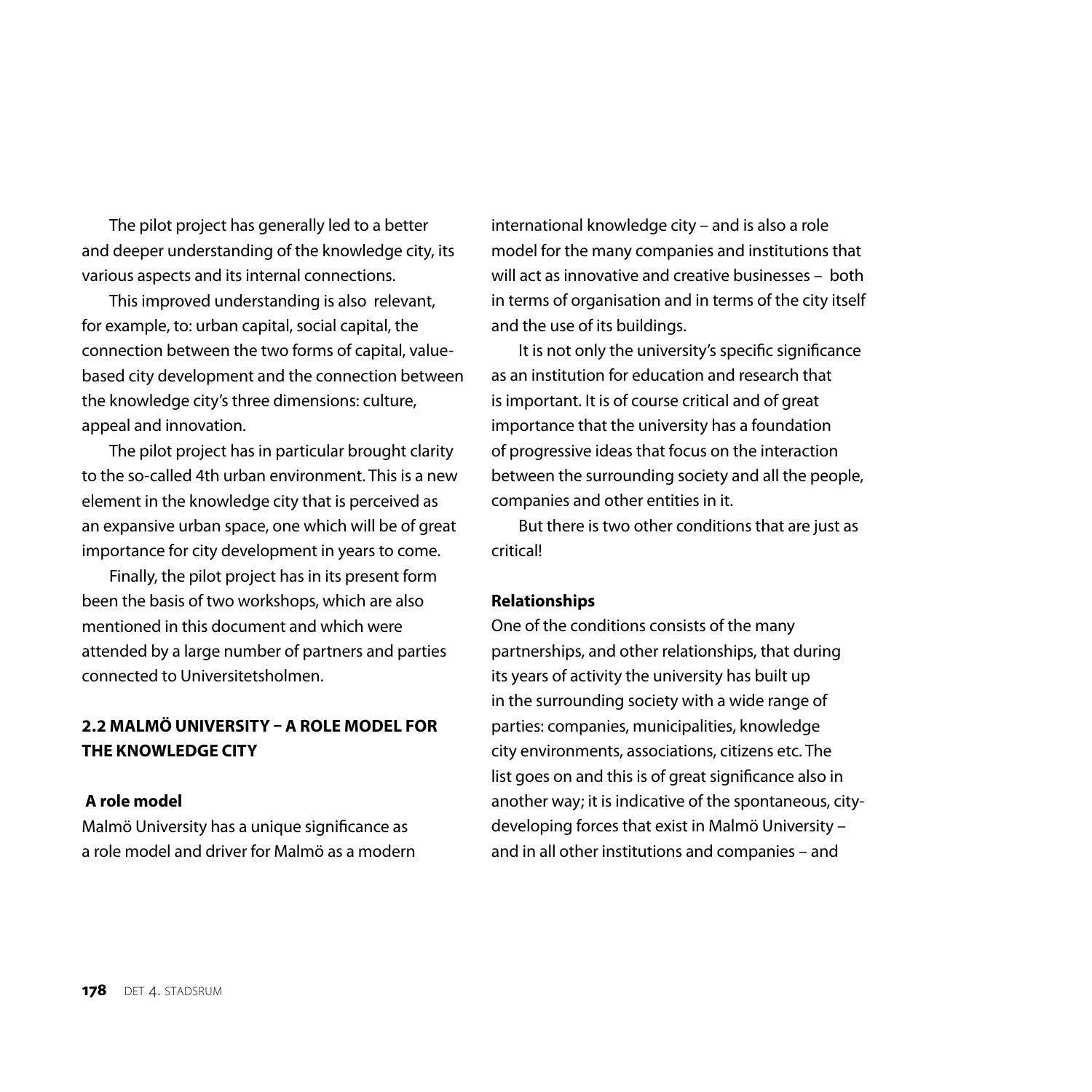The pilot project has generally led to a better and deeper understanding of the knowledge city, its various aspects and its internal connections.

This improved understanding is also relevant, for example, to: urban capital, social capital, the connection between the two forms of capital, value-based city development and the connection between the knowledge city's three dimensions: culture, appeal and innovation.

The pilot project has in particular brought clarity to the so-called 4th urban environment. This is a new element in the knowledge city that is perceived as an expansive urban space, one which will be of great importance for city development in years to come.

Finally, the pilot project has in its present form been the basis of two workshops, which are also mentioned in this document and which were attended by a large number of partners and parties connected to Universitetsholmen.

## 2.2 MALMÖ UNIVERSITY – A ROLE MODEL FOR THE KNOWLEDGE CITY

**A role model**

Malmö University has a unique significance as a role model and driver for Malmö as a modern international knowledge city – and is also a role model for the many companies and institutions that will act as innovative and creative businesses – both in terms of organisation and in terms of the city itself and the use of its buildings.

It is not only the university's specific significance as an institution for education and research that is important. It is of course critical and of great importance that the university has a foundation of progressive ideas that focus on the interaction between the surrounding society and all the people, companies and other entities in it.

But there is two other conditions that are just as critical!

**Relationships**

One of the conditions consists of the many partnerships, and other relationships, that during its years of activity the university has built up in the surrounding society with a wide range of parties: companies, municipalities, knowledge city environments, associations, citizens etc. The list goes on and this is of great significance also in another way; it is indicative of the spontaneous, city-developing forces that exist in Malmö University – and in all other institutions and companies – and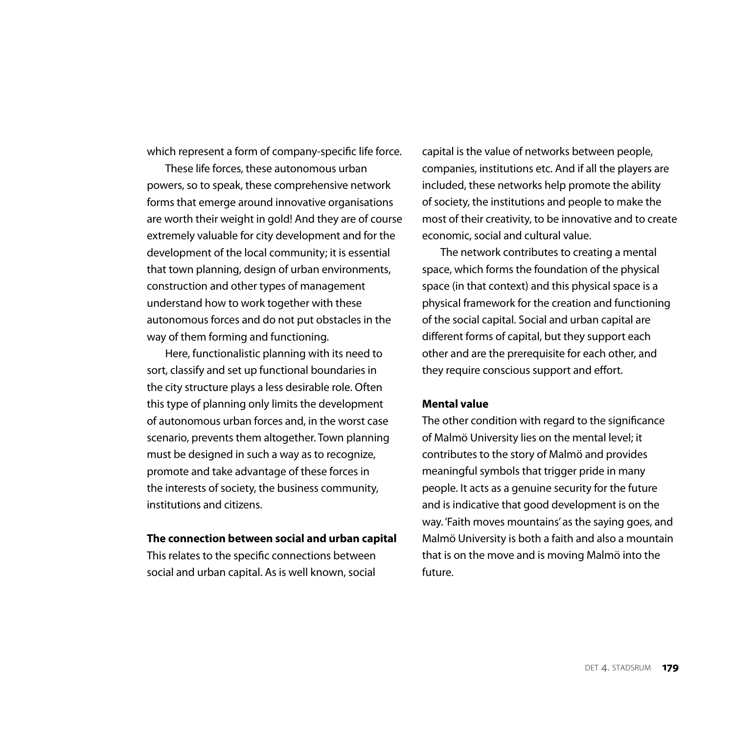which represent a form of company-specific life force.

These life forces, these autonomous urban powers, so to speak, these comprehensive network forms that emerge around innovative organisations are worth their weight in gold! And they are of course extremely valuable for city development and for the development of the local community; it is essential that town planning, design of urban environments, construction and other types of management understand how to work together with these autonomous forces and do not put obstacles in the way of them forming and functioning.

Here, functionalistic planning with its need to sort, classify and set up functional boundaries in the city structure plays a less desirable role. Often this type of planning only limits the development of autonomous urban forces and, in the worst case scenario, prevents them altogether. Town planning must be designed in such a way as to recognize, promote and take advantage of these forces in the interests of society, the business community, institutions and citizens.

**The connection between social and urban capital**

This relates to the specific connections between social and urban capital. As is well known, social capital is the value of networks between people, companies, institutions etc. And if all the players are included, these networks help promote the ability of society, the institutions and people to make the most of their creativity, to be innovative and to create economic, social and cultural value.

The network contributes to creating a mental space, which forms the foundation of the physical space (in that context) and this physical space is a physical framework for the creation and functioning of the social capital. Social and urban capital are different forms of capital, but they support each other and are the prerequisite for each other, and they require conscious support and effort.

**Mental value**

The other condition with regard to the significance of Malmö University lies on the mental level; it contributes to the story of Malmö and provides meaningful symbols that trigger pride in many people. It acts as a genuine security for the future and is indicative that good development is on the way. 'Faith moves mountains' as the saying goes, and Malmö University is both a faith and also a mountain that is on the move and is moving Malmö into the future.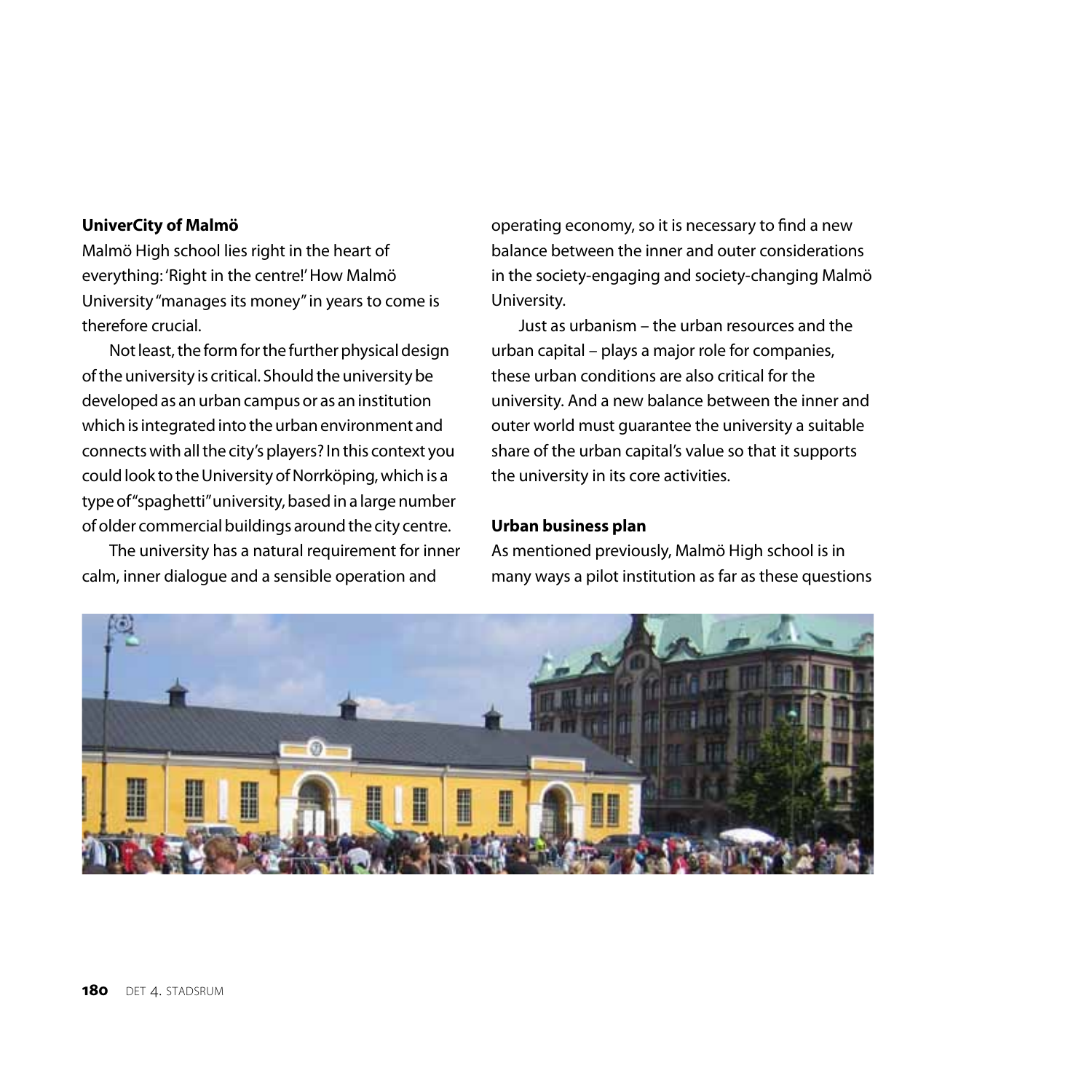**UniverCity of Malmö**

Malmö High school lies right in the heart of everything: 'Right in the centre!' How Malmö University "manages its money" in years to come is therefore crucial.

Not least, the form for the further physical design of the university is critical. Should the university be developed as an urban campus or as an institution which is integrated into the urban environment and connects with all the city's players? In this context you could look to the University of Norrköping, which is a type of "spaghetti" university, based in a large number of older commercial buildings around the city centre.

The university has a natural requirement for inner calm, inner dialogue and a sensible operation and operating economy, so it is necessary to find a new balance between the inner and outer considerations in the society-engaging and society-changing Malmö University.

Just as urbanism – the urban resources and the urban capital – plays a major role for companies, these urban conditions are also critical for the university. And a new balance between the inner and outer world must guarantee the university a suitable share of the urban capital's value so that it supports the university in its core activities.

**Urban business plan**

As mentioned previously, Malmö High school is in many ways a pilot institution as far as these questions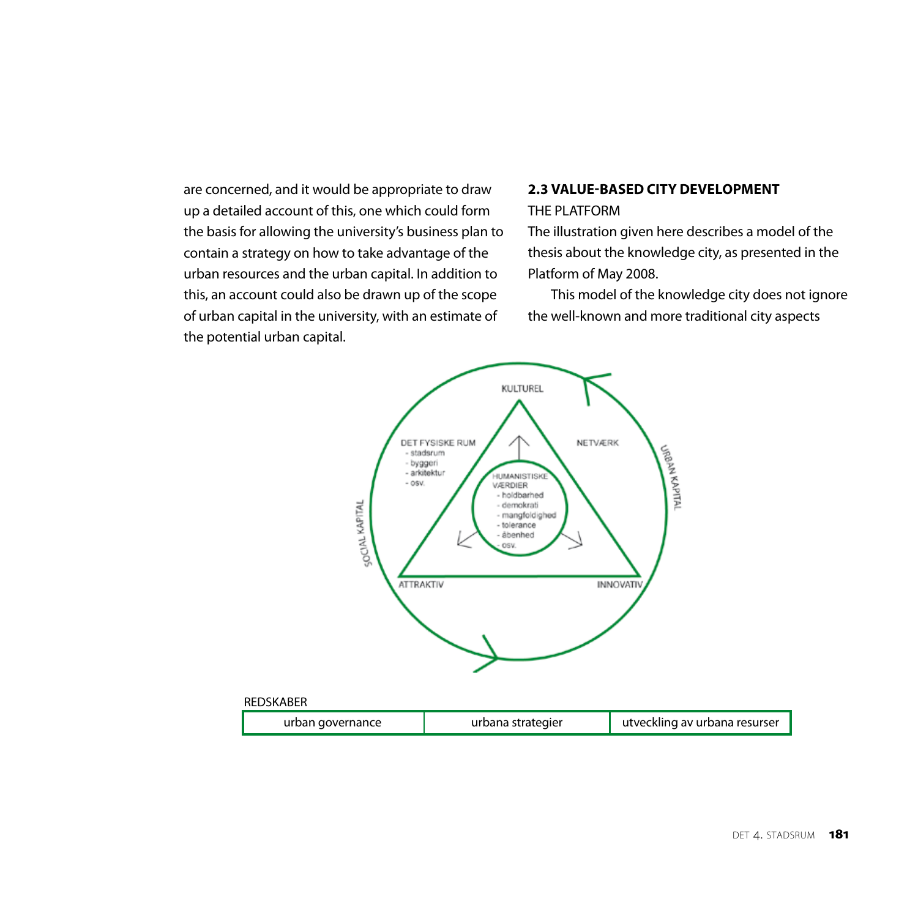are concerned, and it would be appropriate to draw up a detailed account of this, one which could form the basis for allowing the university's business plan to contain a strategy on how to take advantage of the urban resources and the urban capital. In addition to this, an account could also be drawn up of the scope of urban capital in the university, with an estimate of the potential urban capital.

## 2.3 VALUE-BASED CITY DEVELOPMENT

THE PLATFORM

The illustration given here describes a model of the thesis about the knowledge city, as presented in the Platform of May 2008.

This model of the knowledge city does not ignore the well-known and more traditional city aspects

KULTUREL

DET FYSISKE RUM
- stadsrum
- byggeri
- arkitektur
- osv.

NETVÆRK

HUMANISTISKE VÆRDIER
- holdbarhed
- demokrati
- mangfoldighed
- tolerance
- åbenhed
- osv.

SOCIAL KAPITAL

URBAN KAPITAL

ATTRAKTIV

INNOVATIV

REDSKABER

| urban governance | urbana strategier | utveckling av urbana resurser |
|---|---|---|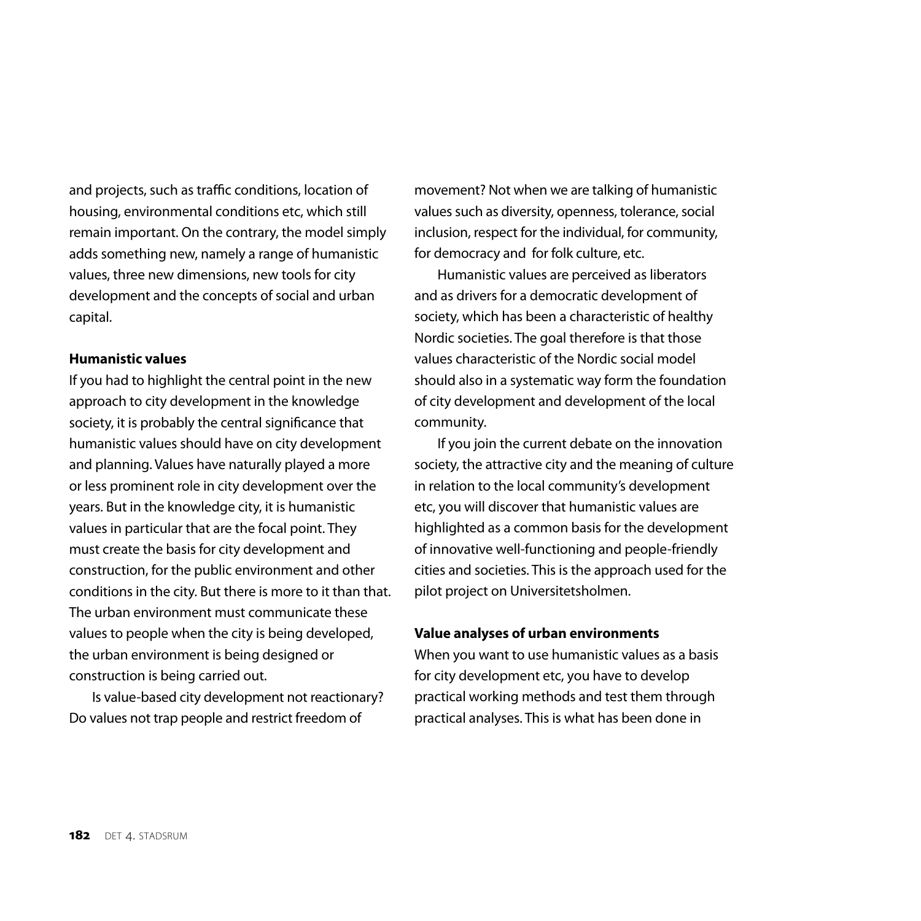and projects, such as traffic conditions, location of housing, environmental conditions etc, which still remain important. On the contrary, the model simply adds something new, namely a range of humanistic values, three new dimensions, new tools for city development and the concepts of social and urban capital.

**Humanistic values**

If you had to highlight the central point in the new approach to city development in the knowledge society, it is probably the central significance that humanistic values should have on city development and planning. Values have naturally played a more or less prominent role in city development over the years. But in the knowledge city, it is humanistic values in particular that are the focal point. They must create the basis for city development and construction, for the public environment and other conditions in the city. But there is more to it than that. The urban environment must communicate these values to people when the city is being developed, the urban environment is being designed or construction is being carried out.

Is value-based city development not reactionary? Do values not trap people and restrict freedom of movement? Not when we are talking of humanistic values such as diversity, openness, tolerance, social inclusion, respect for the individual, for community, for democracy and for folk culture, etc.

Humanistic values are perceived as liberators and as drivers for a democratic development of society, which has been a characteristic of healthy Nordic societies. The goal therefore is that those values characteristic of the Nordic social model should also in a systematic way form the foundation of city development and development of the local community.

If you join the current debate on the innovation society, the attractive city and the meaning of culture in relation to the local community's development etc, you will discover that humanistic values are highlighted as a common basis for the development of innovative well-functioning and people-friendly cities and societies. This is the approach used for the pilot project on Universitetsholmen.

**Value analyses of urban environments**

When you want to use humanistic values as a basis for city development etc, you have to develop practical working methods and test them through practical analyses. This is what has been done in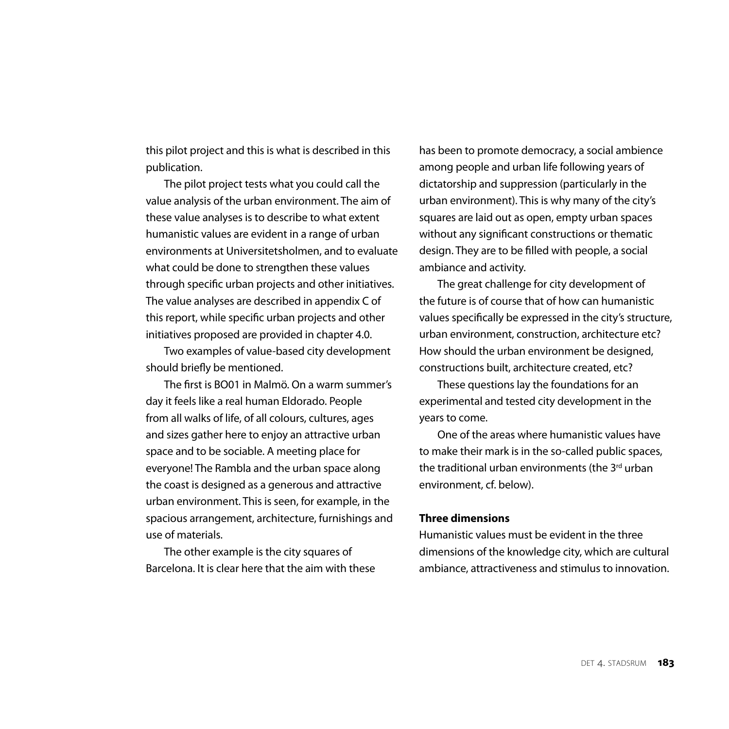this pilot project and this is what is described in this publication.

The pilot project tests what you could call the value analysis of the urban environment. The aim of these value analyses is to describe to what extent humanistic values are evident in a range of urban environments at Universitetsholmen, and to evaluate what could be done to strengthen these values through specific urban projects and other initiatives. The value analyses are described in appendix C of this report, while specific urban projects and other initiatives proposed are provided in chapter 4.0.

Two examples of value-based city development should briefly be mentioned.

The first is BO01 in Malmö. On a warm summer's day it feels like a real human Eldorado. People from all walks of life, of all colours, cultures, ages and sizes gather here to enjoy an attractive urban space and to be sociable. A meeting place for everyone! The Rambla and the urban space along the coast is designed as a generous and attractive urban environment. This is seen, for example, in the spacious arrangement, architecture, furnishings and use of materials.

The other example is the city squares of Barcelona. It is clear here that the aim with these has been to promote democracy, a social ambience among people and urban life following years of dictatorship and suppression (particularly in the urban environment). This is why many of the city's squares are laid out as open, empty urban spaces without any significant constructions or thematic design. They are to be filled with people, a social ambiance and activity.

The great challenge for city development of the future is of course that of how can humanistic values specifically be expressed in the city's structure, urban environment, construction, architecture etc? How should the urban environment be designed, constructions built, architecture created, etc?

These questions lay the foundations for an experimental and tested city development in the years to come.

One of the areas where humanistic values have to make their mark is in the so-called public spaces, the traditional urban environments (the 3rd urban environment, cf. below).

**Three dimensions**

Humanistic values must be evident in the three dimensions of the knowledge city, which are cultural ambiance, attractiveness and stimulus to innovation.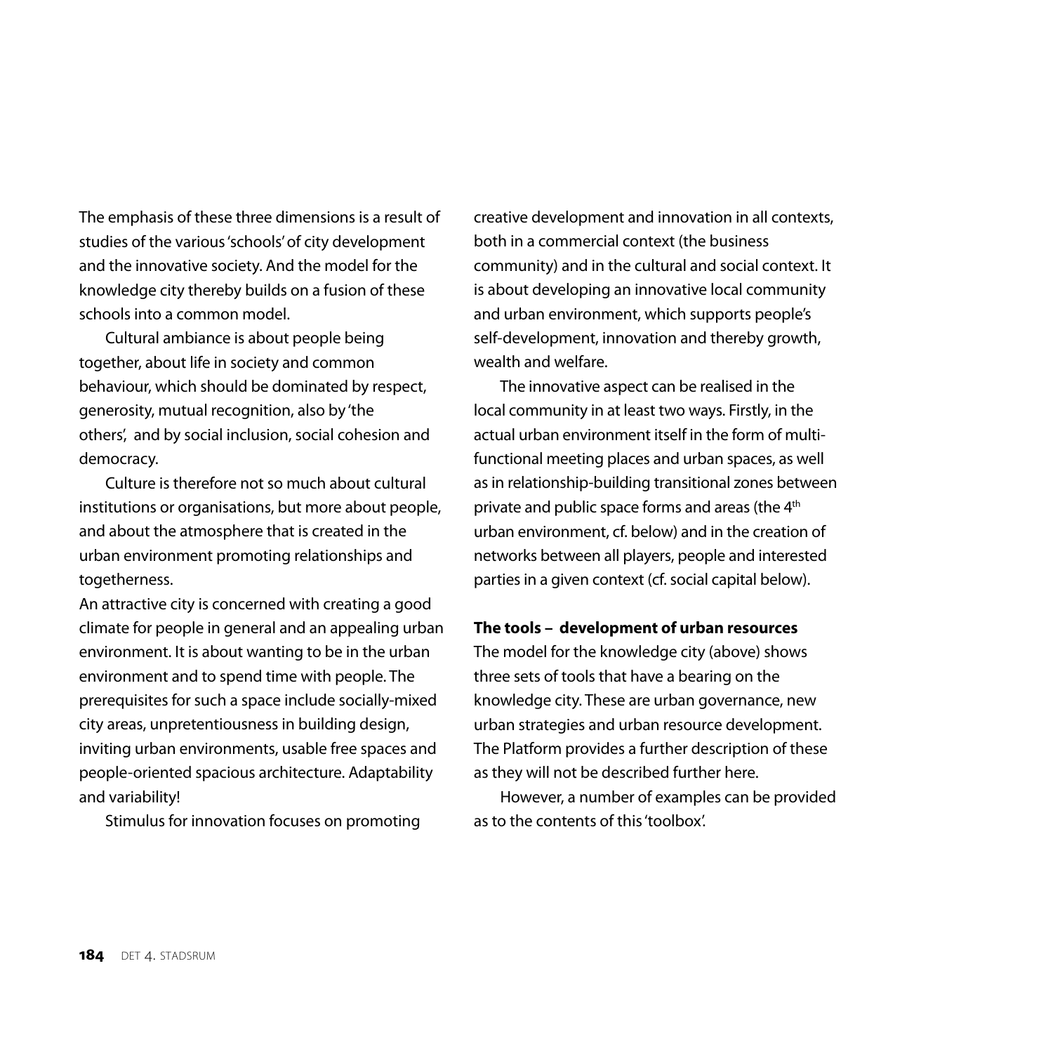The emphasis of these three dimensions is a result of studies of the various 'schools' of city development and the innovative society. And the model for the knowledge city thereby builds on a fusion of these schools into a common model.

Cultural ambiance is about people being together, about life in society and common behaviour, which should be dominated by respect, generosity, mutual recognition, also by 'the others', and by social inclusion, social cohesion and democracy.

Culture is therefore not so much about cultural institutions or organisations, but more about people, and about the atmosphere that is created in the urban environment promoting relationships and togetherness.

An attractive city is concerned with creating a good climate for people in general and an appealing urban environment. It is about wanting to be in the urban environment and to spend time with people. The prerequisites for such a space include socially-mixed city areas, unpretentiousness in building design, inviting urban environments, usable free spaces and people-oriented spacious architecture. Adaptability and variability!

Stimulus for innovation focuses on promoting creative development and innovation in all contexts, both in a commercial context (the business community) and in the cultural and social context. It is about developing an innovative local community and urban environment, which supports people's self-development, innovation and thereby growth, wealth and welfare.

The innovative aspect can be realised in the local community in at least two ways. Firstly, in the actual urban environment itself in the form of multi-functional meeting places and urban spaces, as well as in relationship-building transitional zones between private and public space forms and areas (the 4th urban environment, cf. below) and in the creation of networks between all players, people and interested parties in a given context (cf. social capital below).

**The tools – development of urban resources**

The model for the knowledge city (above) shows three sets of tools that have a bearing on the knowledge city. These are urban governance, new urban strategies and urban resource development. The Platform provides a further description of these as they will not be described further here.

However, a number of examples can be provided as to the contents of this 'toolbox'.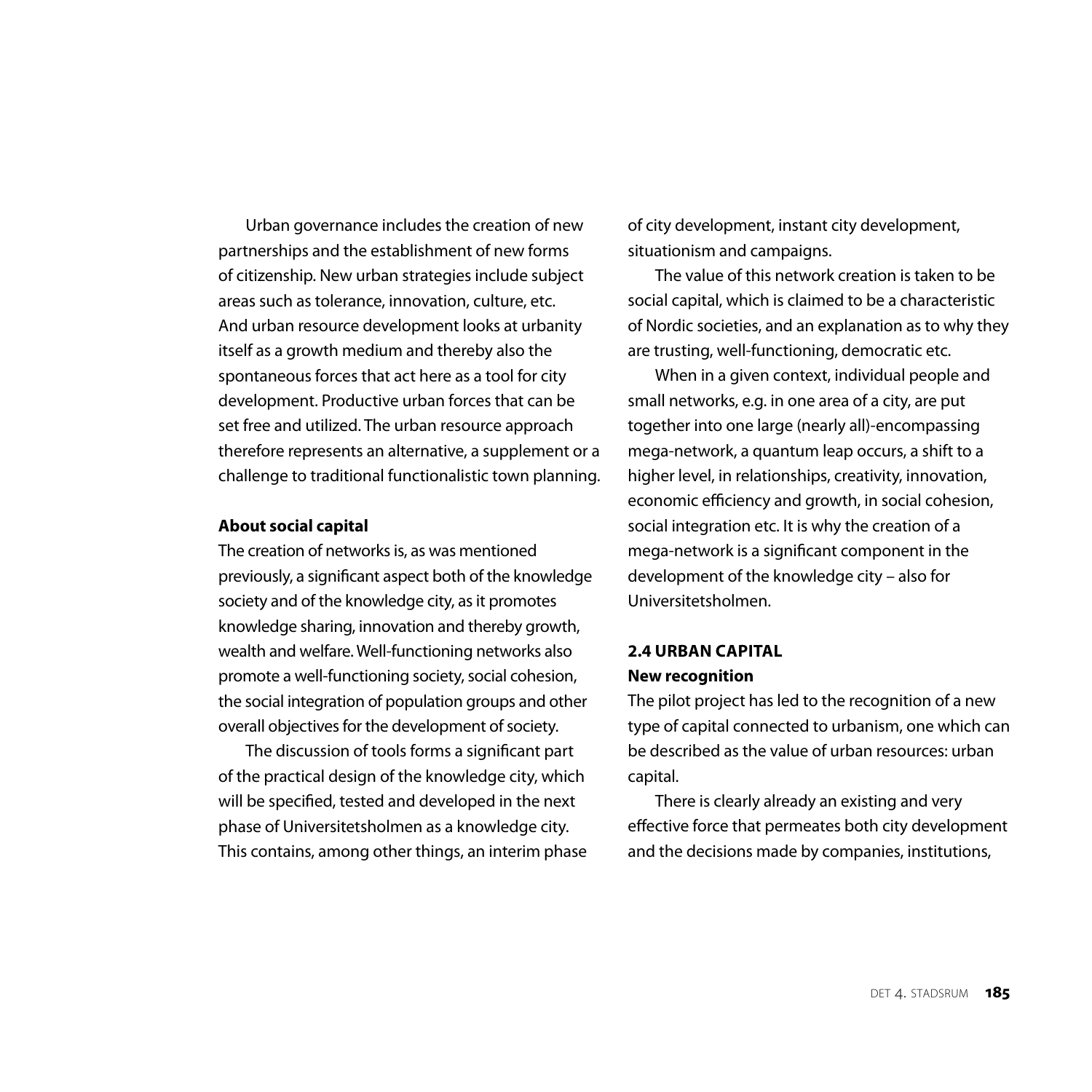Urban governance includes the creation of new partnerships and the establishment of new forms of citizenship. New urban strategies include subject areas such as tolerance, innovation, culture, etc. And urban resource development looks at urbanity itself as a growth medium and thereby also the spontaneous forces that act here as a tool for city development. Productive urban forces that can be set free and utilized. The urban resource approach therefore represents an alternative, a supplement or a challenge to traditional functionalistic town planning.

**About social capital**

The creation of networks is, as was mentioned previously, a significant aspect both of the knowledge society and of the knowledge city, as it promotes knowledge sharing, innovation and thereby growth, wealth and welfare. Well-functioning networks also promote a well-functioning society, social cohesion, the social integration of population groups and other overall objectives for the development of society.

The discussion of tools forms a significant part of the practical design of the knowledge city, which will be specified, tested and developed in the next phase of Universitetsholmen as a knowledge city. This contains, among other things, an interim phase of city development, instant city development, situationism and campaigns.

The value of this network creation is taken to be social capital, which is claimed to be a characteristic of Nordic societies, and an explanation as to why they are trusting, well-functioning, democratic etc.

When in a given context, individual people and small networks, e.g. in one area of a city, are put together into one large (nearly all)-encompassing mega-network, a quantum leap occurs, a shift to a higher level, in relationships, creativity, innovation, economic efficiency and growth, in social cohesion, social integration etc. It is why the creation of a mega-network is a significant component in the development of the knowledge city – also for Universitetsholmen.

## 2.4 URBAN CAPITAL

**New recognition**

The pilot project has led to the recognition of a new type of capital connected to urbanism, one which can be described as the value of urban resources: urban capital.

There is clearly already an existing and very effective force that permeates both city development and the decisions made by companies, institutions,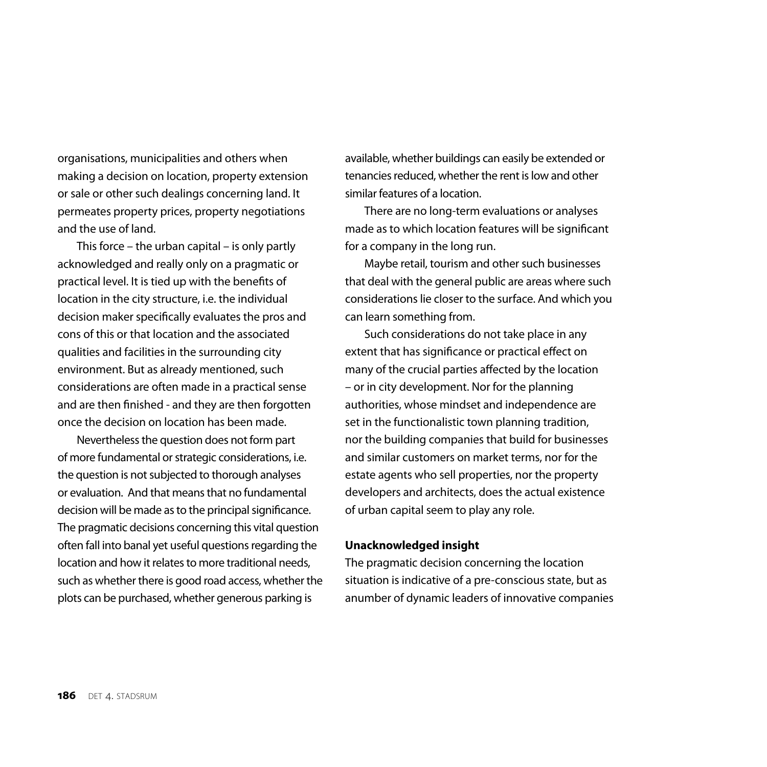organisations, municipalities and others when making a decision on location, property extension or sale or other such dealings concerning land. It permeates property prices, property negotiations and the use of land.

This force – the urban capital – is only partly acknowledged and really only on a pragmatic or practical level. It is tied up with the benefits of location in the city structure, i.e. the individual decision maker specifically evaluates the pros and cons of this or that location and the associated qualities and facilities in the surrounding city environment. But as already mentioned, such considerations are often made in a practical sense and are then finished - and they are then forgotten once the decision on location has been made.

Nevertheless the question does not form part of more fundamental or strategic considerations, i.e. the question is not subjected to thorough analyses or evaluation. And that means that no fundamental decision will be made as to the principal significance. The pragmatic decisions concerning this vital question often fall into banal yet useful questions regarding the location and how it relates to more traditional needs, such as whether there is good road access, whether the plots can be purchased, whether generous parking is available, whether buildings can easily be extended or tenancies reduced, whether the rent is low and other similar features of a location.

There are no long-term evaluations or analyses made as to which location features will be significant for a company in the long run.

Maybe retail, tourism and other such businesses that deal with the general public are areas where such considerations lie closer to the surface. And which you can learn something from.

Such considerations do not take place in any extent that has significance or practical effect on many of the crucial parties affected by the location – or in city development. Nor for the planning authorities, whose mindset and independence are set in the functionalistic town planning tradition, nor the building companies that build for businesses and similar customers on market terms, nor for the estate agents who sell properties, nor the property developers and architects, does the actual existence of urban capital seem to play any role.

**Unacknowledged insight**

The pragmatic decision concerning the location situation is indicative of a pre-conscious state, but as anumber of dynamic leaders of innovative companies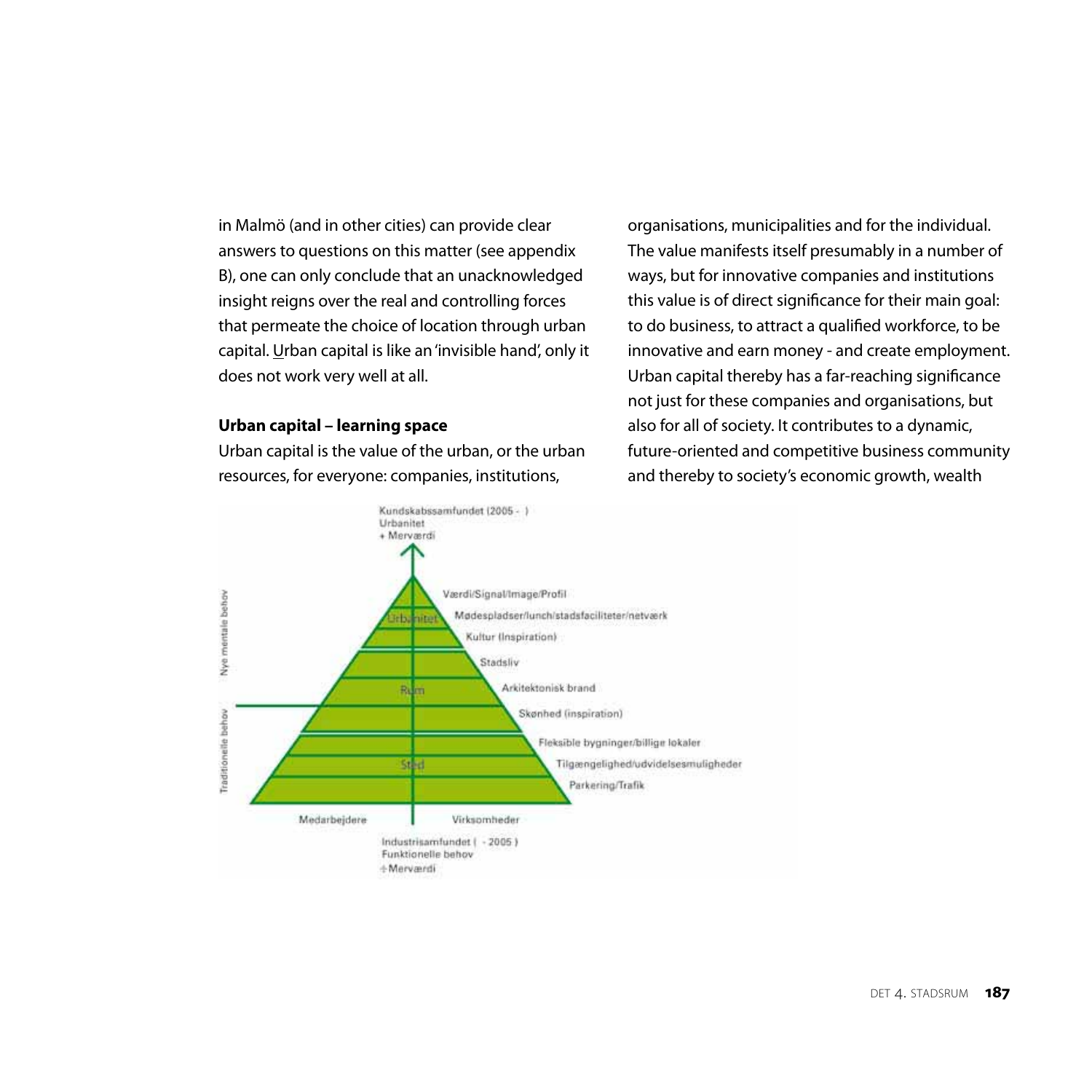in Malmö (and in other cities) can provide clear answers to questions on this matter (see appendix B), one can only conclude that an unacknowledged insight reigns over the real and controlling forces that permeate the choice of location through urban capital. Urban capital is like an 'invisible hand', only it does not work very well at all.

**Urban capital – learning space**

Urban capital is the value of the urban, or the urban resources, for everyone: companies, institutions, organisations, municipalities and for the individual. The value manifests itself presumably in a number of ways, but for innovative companies and institutions this value is of direct significance for their main goal: to do business, to attract a qualified workforce, to be innovative and earn money - and create employment. Urban capital thereby has a far-reaching significance not just for these companies and organisations, but also for all of society. It contributes to a dynamic, future-oriented and competitive business community and thereby to society's economic growth, wealth

Kundskabssamfundet (2005 - )
Urbanitet
+ Merværdi

Nye mentale behov

Urbanitet
- Værdi/Signal/Image/Profil
- Mødespladser/lunch/stadsfaciliteter/netværk
- Kultur (Inspiration)

Rum
- Stadsliv
- Arkitektonisk brand
- Skønhed (inspiration)

Traditionelle behov

Sted
- Fleksible bygninger/billige lokaler
- Tilgængelighed/udvidelsesmuligheder
- Parkering/Trafik

Medarbejdere | Virksomheder

Industrisamfundet ( - 2005 )
Funktionelle behov
÷ Merværdi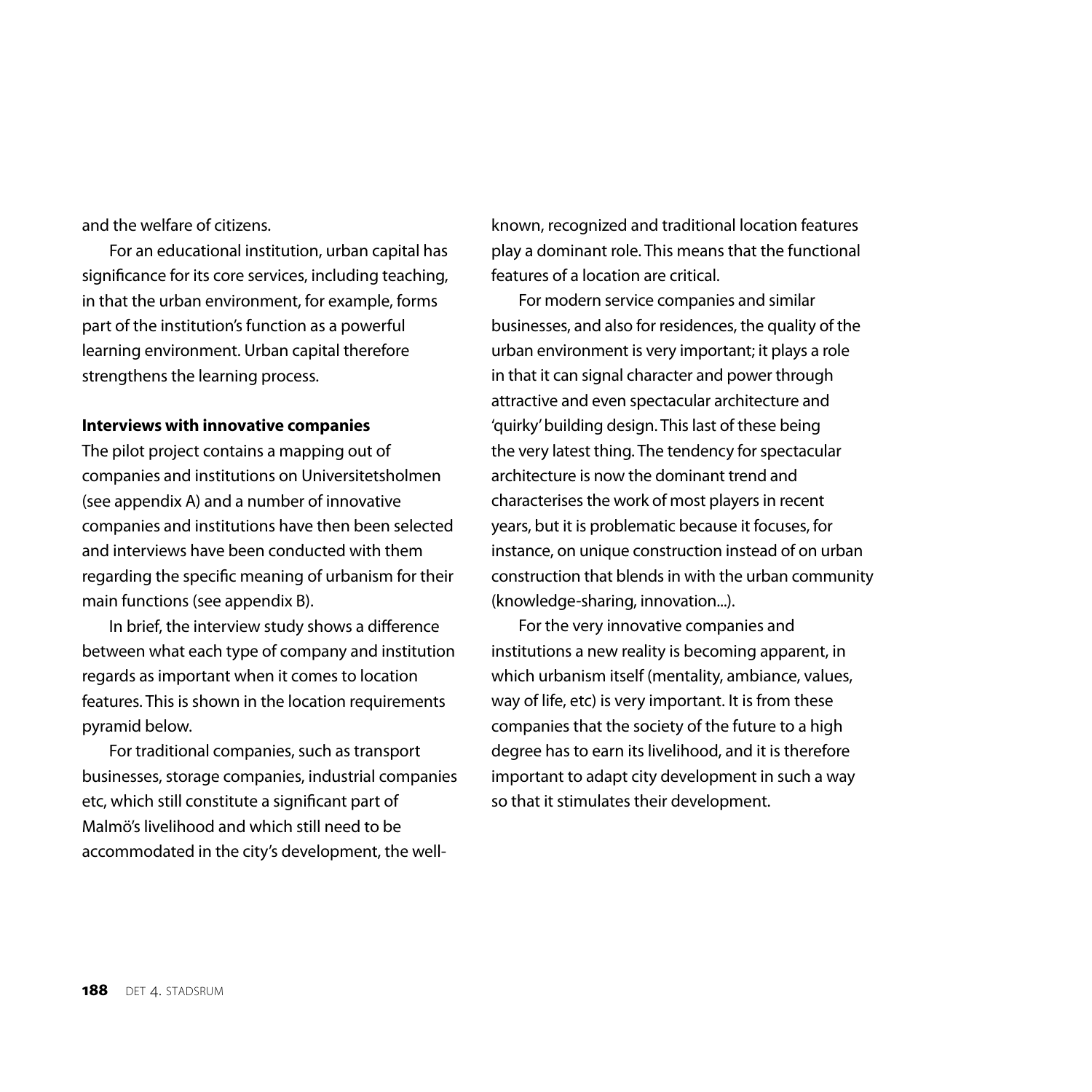and the welfare of citizens.

For an educational institution, urban capital has significance for its core services, including teaching, in that the urban environment, for example, forms part of the institution's function as a powerful learning environment. Urban capital therefore strengthens the learning process.

**Interviews with innovative companies**

The pilot project contains a mapping out of companies and institutions on Universitetsholmen (see appendix A) and a number of innovative companies and institutions have then been selected and interviews have been conducted with them regarding the specific meaning of urbanism for their main functions (see appendix B).

In brief, the interview study shows a difference between what each type of company and institution regards as important when it comes to location features. This is shown in the location requirements pyramid below.

For traditional companies, such as transport businesses, storage companies, industrial companies etc, which still constitute a significant part of Malmö's livelihood and which still need to be accommodated in the city's development, the well-known, recognized and traditional location features play a dominant role. This means that the functional features of a location are critical.

For modern service companies and similar businesses, and also for residences, the quality of the urban environment is very important; it plays a role in that it can signal character and power through attractive and even spectacular architecture and 'quirky' building design. This last of these being the very latest thing. The tendency for spectacular architecture is now the dominant trend and characterises the work of most players in recent years, but it is problematic because it focuses, for instance, on unique construction instead of on urban construction that blends in with the urban community (knowledge-sharing, innovation...).

For the very innovative companies and institutions a new reality is becoming apparent, in which urbanism itself (mentality, ambiance, values, way of life, etc) is very important. It is from these companies that the society of the future to a high degree has to earn its livelihood, and it is therefore important to adapt city development in such a way so that it stimulates their development.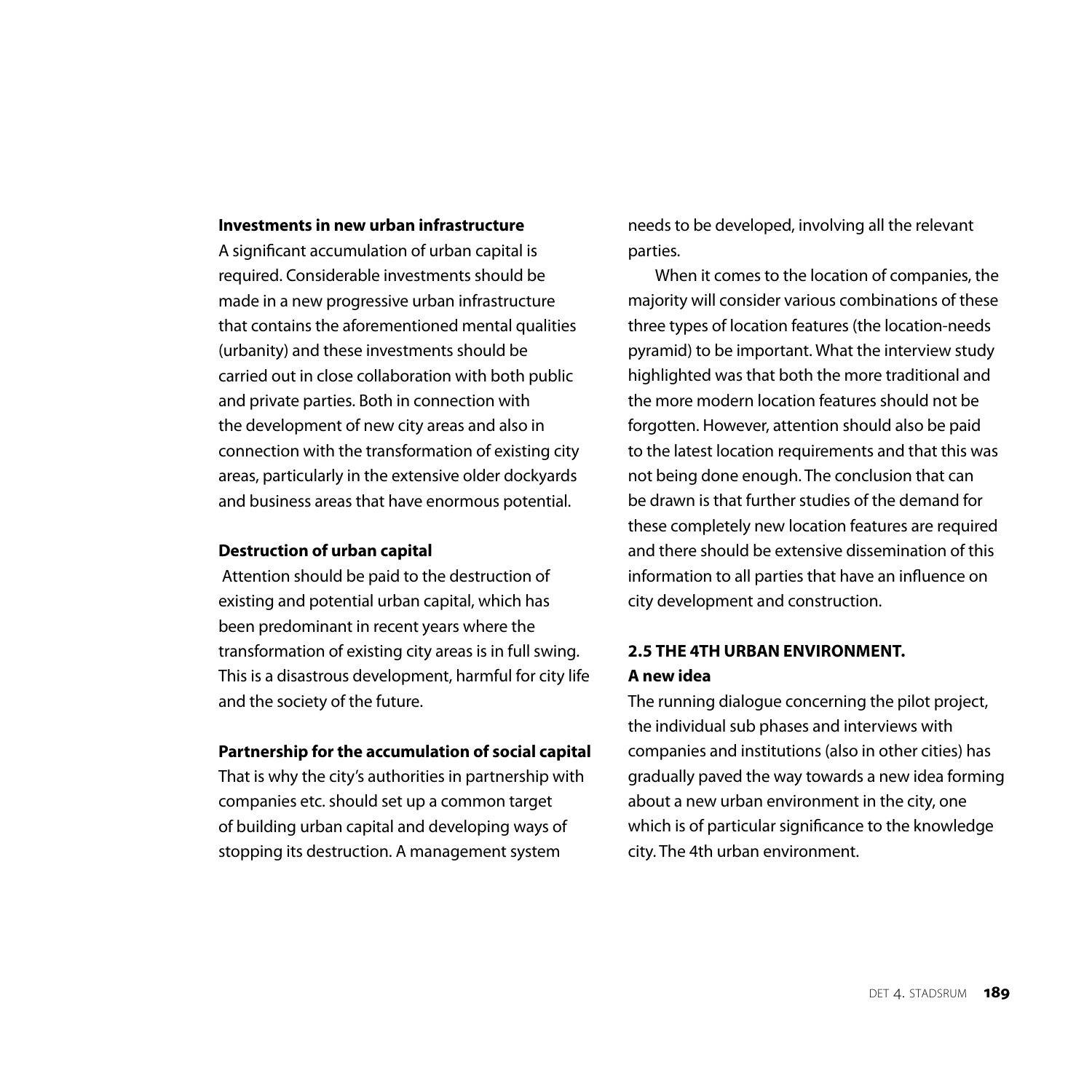**Investments in new urban infrastructure**

A significant accumulation of urban capital is required. Considerable investments should be made in a new progressive urban infrastructure that contains the aforementioned mental qualities (urbanity) and these investments should be carried out in close collaboration with both public and private parties. Both in connection with the development of new city areas and also in connection with the transformation of existing city areas, particularly in the extensive older dockyards and business areas that have enormous potential.

**Destruction of urban capital**

Attention should be paid to the destruction of existing and potential urban capital, which has been predominant in recent years where the transformation of existing city areas is in full swing. This is a disastrous development, harmful for city life and the society of the future.

**Partnership for the accumulation of social capital**

That is why the city's authorities in partnership with companies etc. should set up a common target of building urban capital and developing ways of stopping its destruction. A management system needs to be developed, involving all the relevant parties.

When it comes to the location of companies, the majority will consider various combinations of these three types of location features (the location-needs pyramid) to be important. What the interview study highlighted was that both the more traditional and the more modern location features should not be forgotten. However, attention should also be paid to the latest location requirements and that this was not being done enough. The conclusion that can be drawn is that further studies of the demand for these completely new location features are required and there should be extensive dissemination of this information to all parties that have an influence on city development and construction.

## 2.5 THE 4TH URBAN ENVIRONMENT.
### A new idea

The running dialogue concerning the pilot project, the individual sub phases and interviews with companies and institutions (also in other cities) has gradually paved the way towards a new idea forming about a new urban environment in the city, one which is of particular significance to the knowledge city. The 4th urban environment.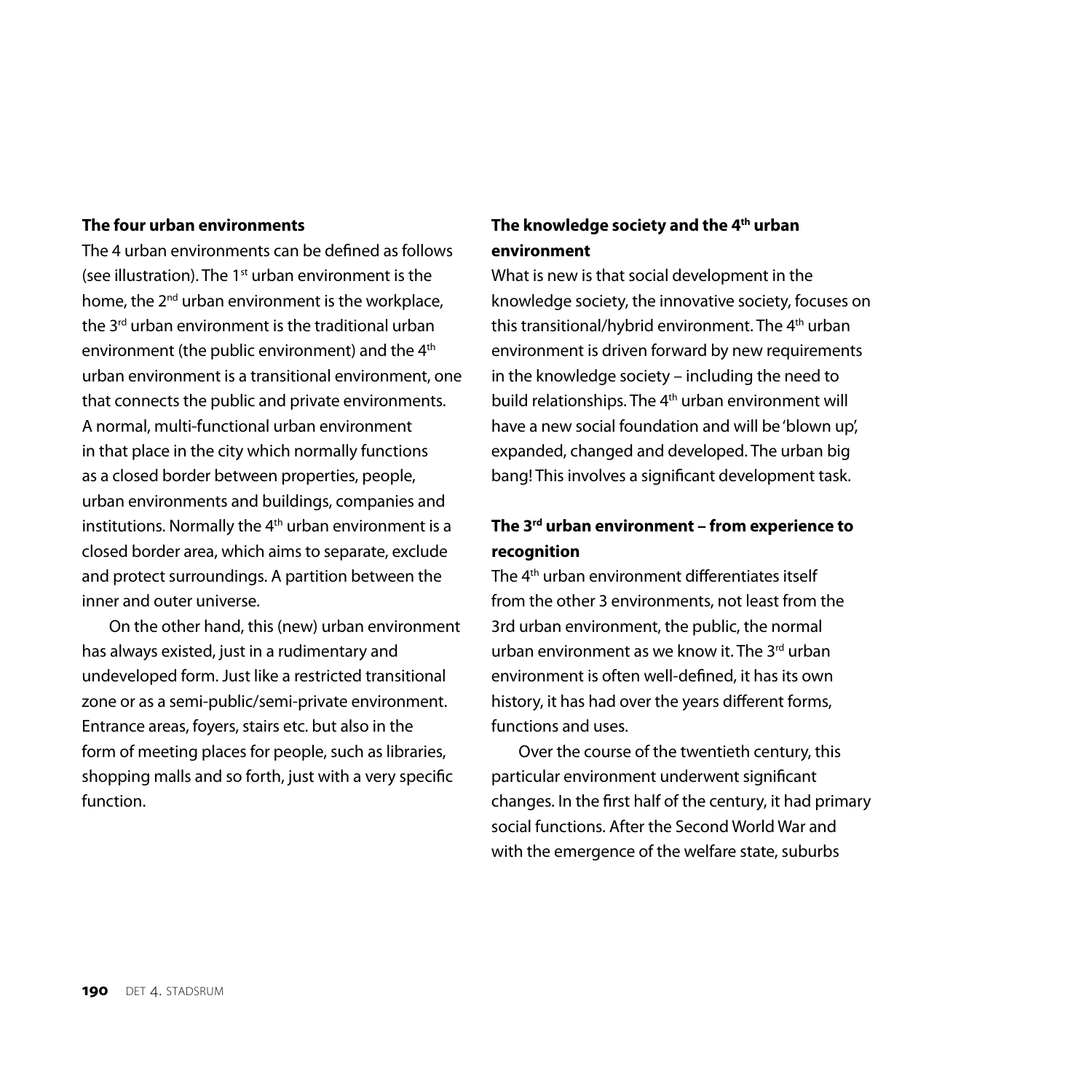### The four urban environments

The 4 urban environments can be defined as follows (see illustration). The 1st urban environment is the home, the 2nd urban environment is the workplace, the 3rd urban environment is the traditional urban environment (the public environment) and the 4th urban environment is a transitional environment, one that connects the public and private environments. A normal, multi-functional urban environment in that place in the city which normally functions as a closed border between properties, people, urban environments and buildings, companies and institutions. Normally the 4th urban environment is a closed border area, which aims to separate, exclude and protect surroundings. A partition between the inner and outer universe.

On the other hand, this (new) urban environment has always existed, just in a rudimentary and undeveloped form. Just like a restricted transitional zone or as a semi-public/semi-private environment. Entrance areas, foyers, stairs etc. but also in the form of meeting places for people, such as libraries, shopping malls and so forth, just with a very specific function.

### The knowledge society and the 4th urban environment

What is new is that social development in the knowledge society, the innovative society, focuses on this transitional/hybrid environment. The 4th urban environment is driven forward by new requirements in the knowledge society – including the need to build relationships. The 4th urban environment will have a new social foundation and will be 'blown up', expanded, changed and developed. The urban big bang! This involves a significant development task.

### The 3rd urban environment – from experience to recognition

The 4th urban environment differentiates itself from the other 3 environments, not least from the 3rd urban environment, the public, the normal urban environment as we know it. The 3rd urban environment is often well-defined, it has its own history, it has had over the years different forms, functions and uses.

Over the course of the twentieth century, this particular environment underwent significant changes. In the first half of the century, it had primary social functions. After the Second World War and with the emergence of the welfare state, suburbs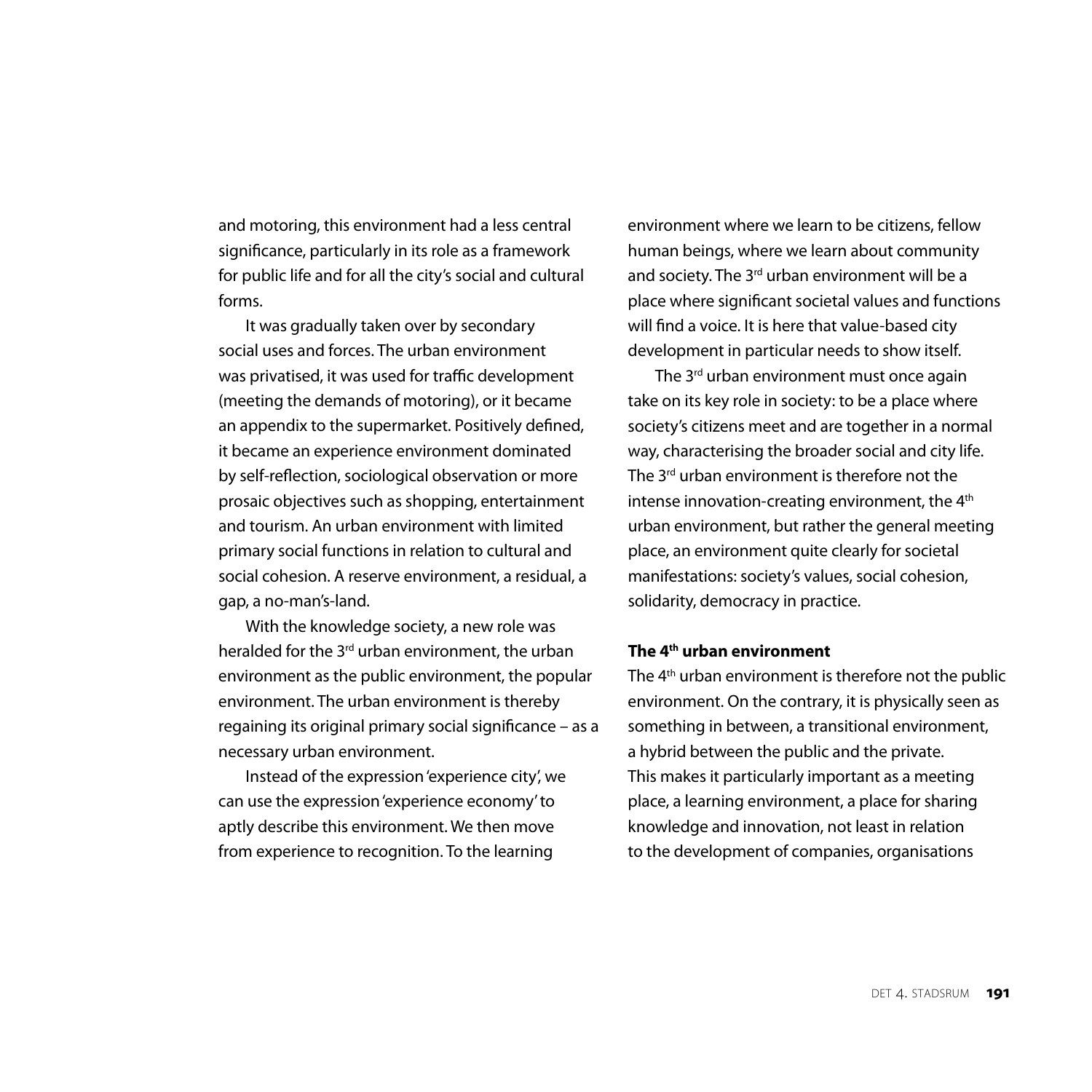and motoring, this environment had a less central significance, particularly in its role as a framework for public life and for all the city's social and cultural forms.

It was gradually taken over by secondary social uses and forces. The urban environment was privatised, it was used for traffic development (meeting the demands of motoring), or it became an appendix to the supermarket. Positively defined, it became an experience environment dominated by self-reflection, sociological observation or more prosaic objectives such as shopping, entertainment and tourism. An urban environment with limited primary social functions in relation to cultural and social cohesion. A reserve environment, a residual, a gap, a no-man's-land.

With the knowledge society, a new role was heralded for the 3rd urban environment, the urban environment as the public environment, the popular environment. The urban environment is thereby regaining its original primary social significance – as a necessary urban environment.

Instead of the expression 'experience city', we can use the expression 'experience economy' to aptly describe this environment. We then move from experience to recognition. To the learning environment where we learn to be citizens, fellow human beings, where we learn about community and society. The 3rd urban environment will be a place where significant societal values and functions will find a voice. It is here that value-based city development in particular needs to show itself.

The 3rd urban environment must once again take on its key role in society: to be a place where society's citizens meet and are together in a normal way, characterising the broader social and city life. The 3rd urban environment is therefore not the intense innovation-creating environment, the 4th urban environment, but rather the general meeting place, an environment quite clearly for societal manifestations: society's values, social cohesion, solidarity, democracy in practice.

## The 4th urban environment

The 4th urban environment is therefore not the public environment. On the contrary, it is physically seen as something in between, a transitional environment, a hybrid between the public and the private. This makes it particularly important as a meeting place, a learning environment, a place for sharing knowledge and innovation, not least in relation to the development of companies, organisations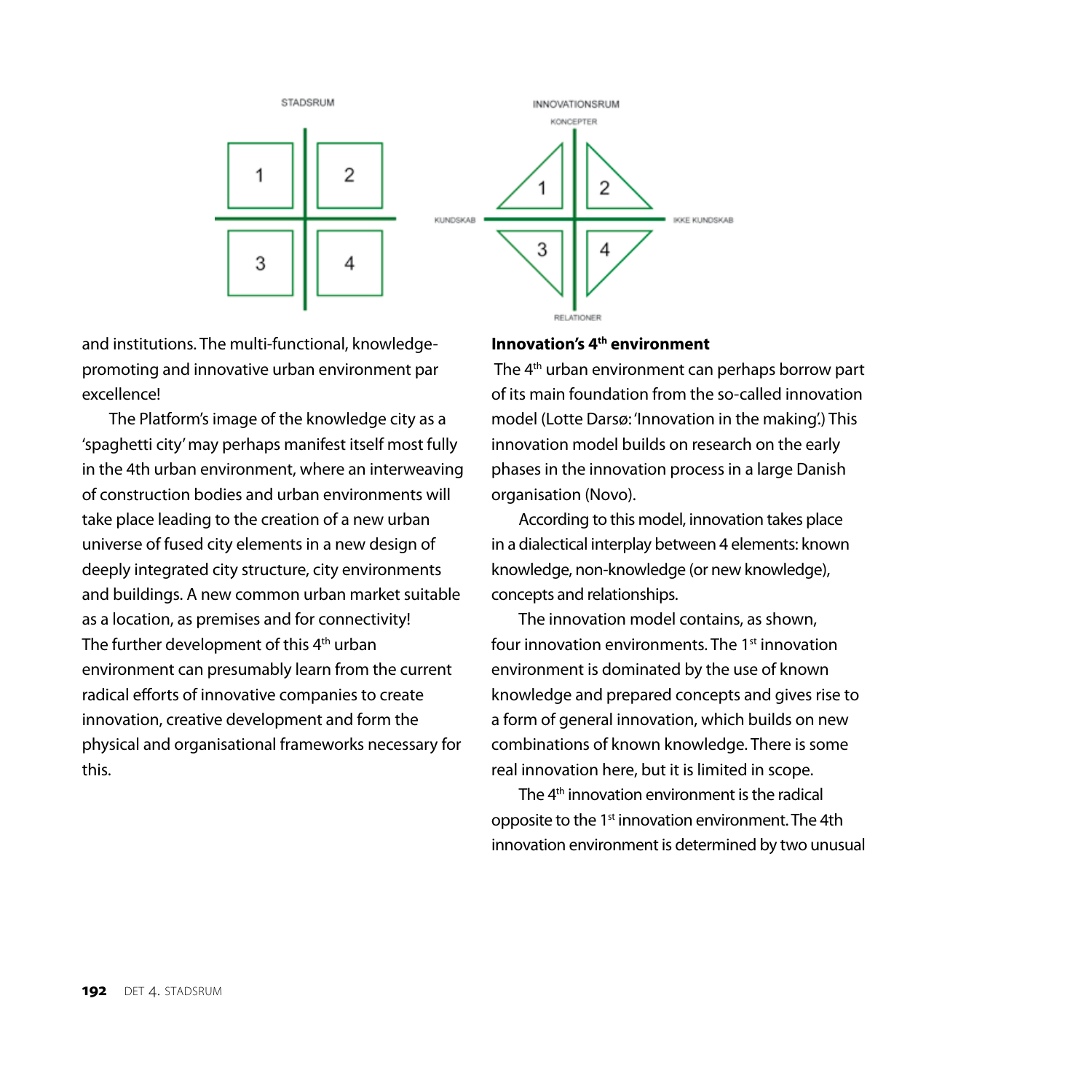and institutions. The multi-functional, knowledge-promoting and innovative urban environment par excellence!

The Platform's image of the knowledge city as a 'spaghetti city' may perhaps manifest itself most fully in the 4th urban environment, where an interweaving of construction bodies and urban environments will take place leading to the creation of a new urban universe of fused city elements in a new design of deeply integrated city structure, city environments and buildings. A new common urban market suitable as a location, as premises and for connectivity! The further development of this 4th urban environment can presumably learn from the current radical efforts of innovative companies to create innovation, creative development and form the physical and organisational frameworks necessary for this.

### Innovation's 4th environment

The 4th urban environment can perhaps borrow part of its main foundation from the so-called innovation model (Lotte Darsø: 'Innovation in the making'.) This innovation model builds on research on the early phases in the innovation process in a large Danish organisation (Novo).

According to this model, innovation takes place in a dialectical interplay between 4 elements: known knowledge, non-knowledge (or new knowledge), concepts and relationships.

The innovation model contains, as shown, four innovation environments. The 1st innovation environment is dominated by the use of known knowledge and prepared concepts and gives rise to a form of general innovation, which builds on new combinations of known knowledge. There is some real innovation here, but it is limited in scope.

The 4th innovation environment is the radical opposite to the 1st innovation environment. The 4th innovation environment is determined by two unusual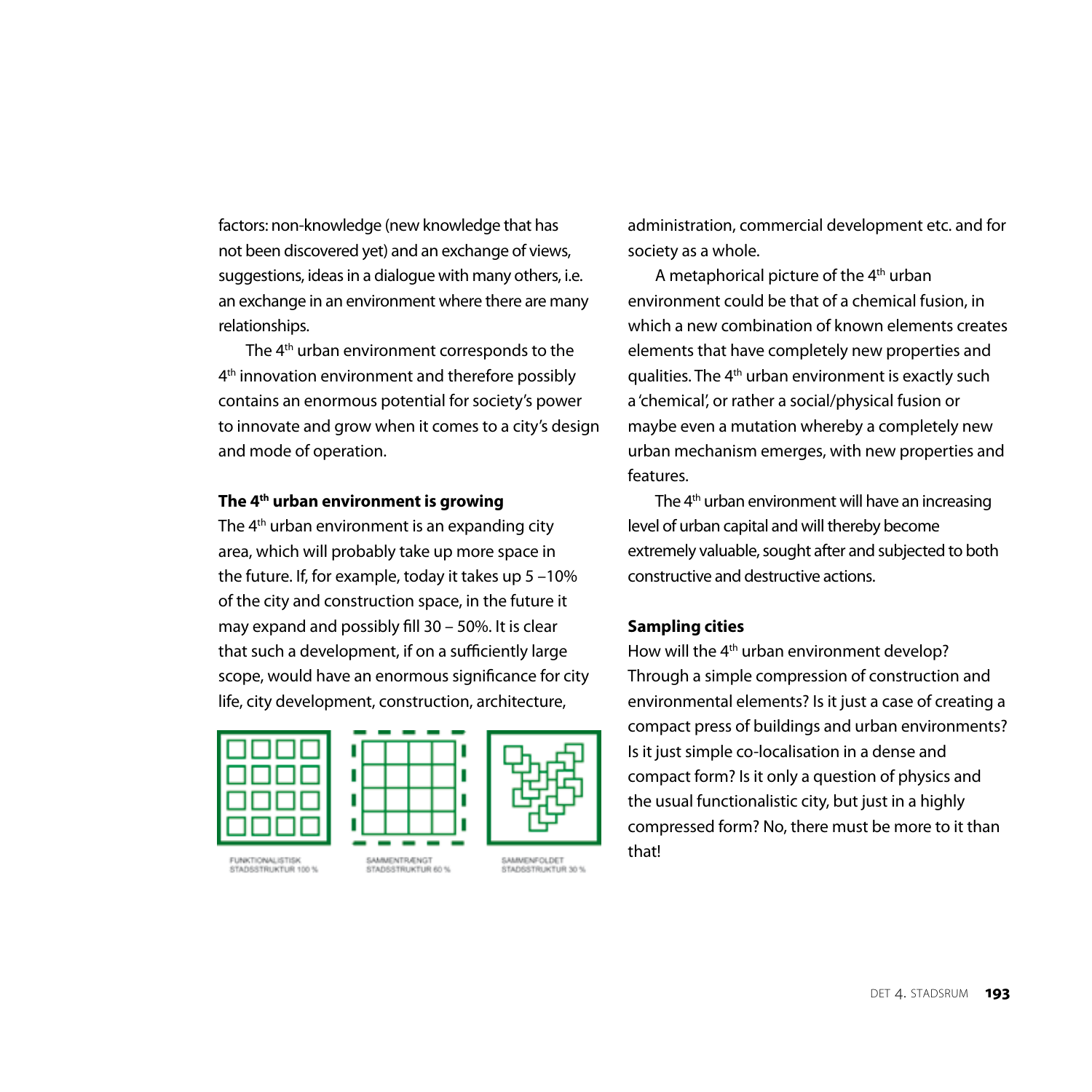factors: non-knowledge (new knowledge that has not been discovered yet) and an exchange of views, suggestions, ideas in a dialogue with many others, i.e. an exchange in an environment where there are many relationships.

The 4th urban environment corresponds to the 4th innovation environment and therefore possibly contains an enormous potential for society's power to innovate and grow when it comes to a city's design and mode of operation.

**The 4th urban environment is growing**

The 4th urban environment is an expanding city area, which will probably take up more space in the future. If, for example, today it takes up 5 –10% of the city and construction space, in the future it may expand and possibly fill 30 – 50%. It is clear that such a development, if on a sufficiently large scope, would have an enormous significance for city life, city development, construction, architecture, administration, commercial development etc. and for society as a whole.

FUNKTIONALISTISK STADSSTRUKTUR 100 %

SAMMENTRÆNGT STADSSTRUKTUR 60 %

SAMMENFOLDET STADSSTRUKTUR 30 %

A metaphorical picture of the 4th urban environment could be that of a chemical fusion, in which a new combination of known elements creates elements that have completely new properties and qualities. The 4th urban environment is exactly such a 'chemical', or rather a social/physical fusion or maybe even a mutation whereby a completely new urban mechanism emerges, with new properties and features.

The 4th urban environment will have an increasing level of urban capital and will thereby become extremely valuable, sought after and subjected to both constructive and destructive actions.

**Sampling cities**

How will the 4th urban environment develop? Through a simple compression of construction and environmental elements? Is it just a case of creating a compact press of buildings and urban environments? Is it just simple co-localisation in a dense and compact form? Is it only a question of physics and the usual functionalistic city, but just in a highly compressed form? No, there must be more to it than that!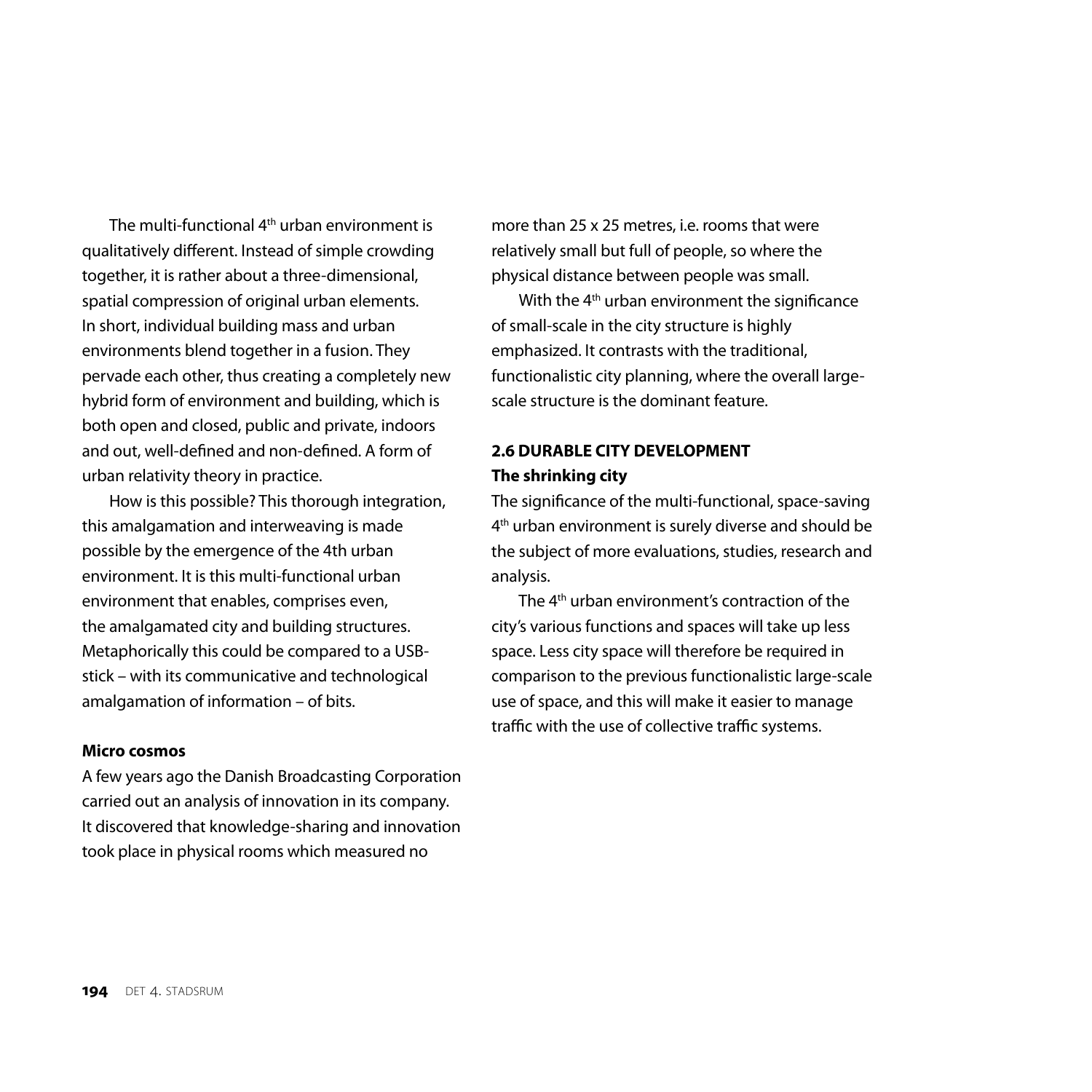The multi-functional 4th urban environment is qualitatively different. Instead of simple crowding together, it is rather about a three-dimensional, spatial compression of original urban elements. In short, individual building mass and urban environments blend together in a fusion. They pervade each other, thus creating a completely new hybrid form of environment and building, which is both open and closed, public and private, indoors and out, well-defined and non-defined. A form of urban relativity theory in practice.

How is this possible? This thorough integration, this amalgamation and interweaving is made possible by the emergence of the 4th urban environment. It is this multi-functional urban environment that enables, comprises even, the amalgamated city and building structures. Metaphorically this could be compared to a USB-stick – with its communicative and technological amalgamation of information – of bits.

**Micro cosmos**

A few years ago the Danish Broadcasting Corporation carried out an analysis of innovation in its company. It discovered that knowledge-sharing and innovation took place in physical rooms which measured no more than 25 x 25 metres, i.e. rooms that were relatively small but full of people, so where the physical distance between people was small.

With the 4th urban environment the significance of small-scale in the city structure is highly emphasized. It contrasts with the traditional, functionalistic city planning, where the overall large-scale structure is the dominant feature.

## 2.6 DURABLE CITY DEVELOPMENT

**The shrinking city**

The significance of the multi-functional, space-saving 4th urban environment is surely diverse and should be the subject of more evaluations, studies, research and analysis.

The 4th urban environment's contraction of the city's various functions and spaces will take up less space. Less city space will therefore be required in comparison to the previous functionalistic large-scale use of space, and this will make it easier to manage traffic with the use of collective traffic systems.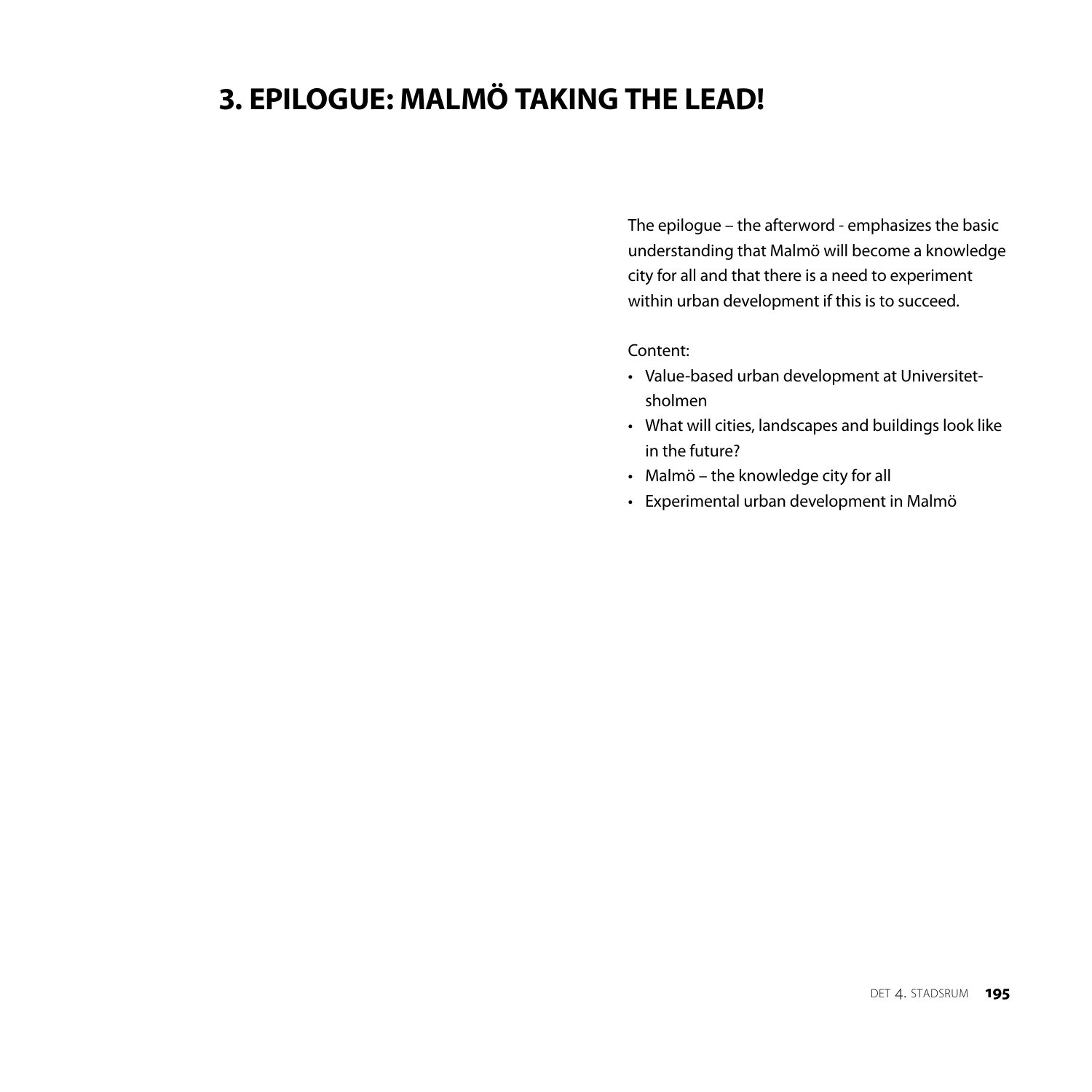# 3. EPILOGUE: MALMÖ TAKING THE LEAD!

The epilogue – the afterword - emphasizes the basic understanding that Malmö will become a knowledge city for all and that there is a need to experiment within urban development if this is to succeed.

Content:

- Value-based urban development at Universitetsholmen
- What will cities, landscapes and buildings look like in the future?
- Malmö – the knowledge city for all
- Experimental urban development in Malmö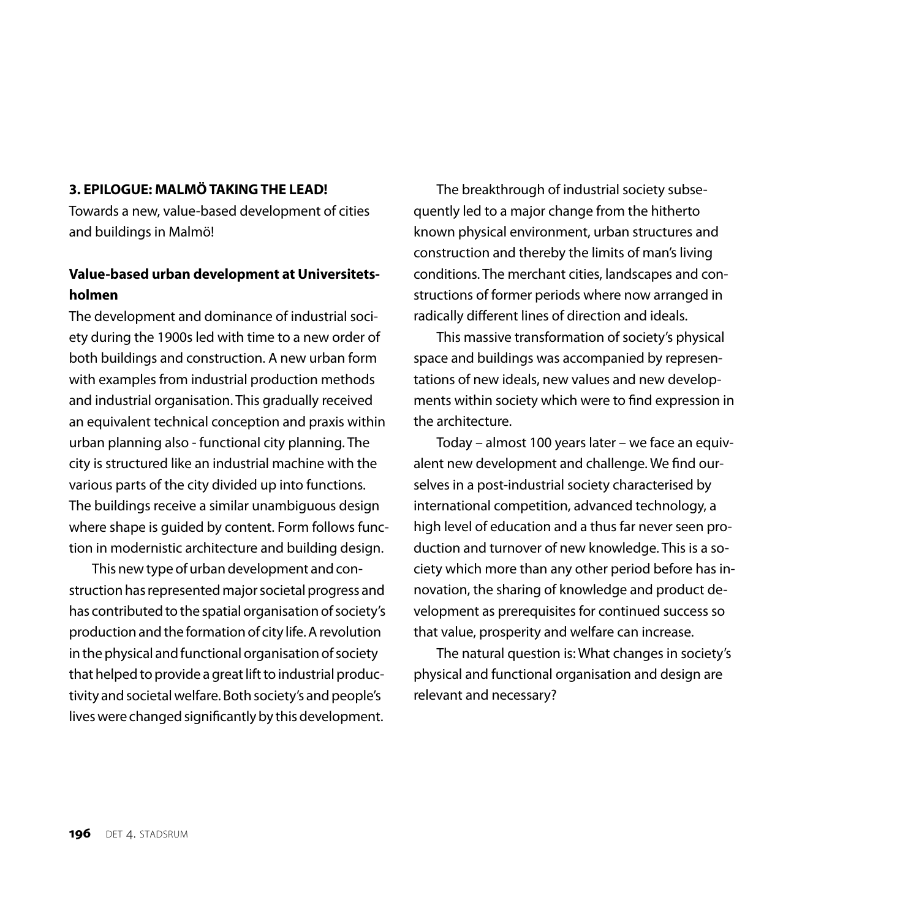## 3. EPILOGUE: MALMÖ TAKING THE LEAD!

Towards a new, value-based development of cities and buildings in Malmö!

### Value-based urban development at Universitetsholmen

The development and dominance of industrial society during the 1900s led with time to a new order of both buildings and construction. A new urban form with examples from industrial production methods and industrial organisation. This gradually received an equivalent technical conception and praxis within urban planning also - functional city planning. The city is structured like an industrial machine with the various parts of the city divided up into functions. The buildings receive a similar unambiguous design where shape is guided by content. Form follows function in modernistic architecture and building design.

This new type of urban development and construction has represented major societal progress and has contributed to the spatial organisation of society's production and the formation of city life. A revolution in the physical and functional organisation of society that helped to provide a great lift to industrial productivity and societal welfare. Both society's and people's lives were changed significantly by this development.

The breakthrough of industrial society subsequently led to a major change from the hitherto known physical environment, urban structures and construction and thereby the limits of man's living conditions. The merchant cities, landscapes and constructions of former periods where now arranged in radically different lines of direction and ideals.

This massive transformation of society's physical space and buildings was accompanied by representations of new ideals, new values and new developments within society which were to find expression in the architecture.

Today – almost 100 years later – we face an equivalent new development and challenge. We find ourselves in a post-industrial society characterised by international competition, advanced technology, a high level of education and a thus far never seen production and turnover of new knowledge. This is a society which more than any other period before has innovation, the sharing of knowledge and product development as prerequisites for continued success so that value, prosperity and welfare can increase.

The natural question is: What changes in society's physical and functional organisation and design are relevant and necessary?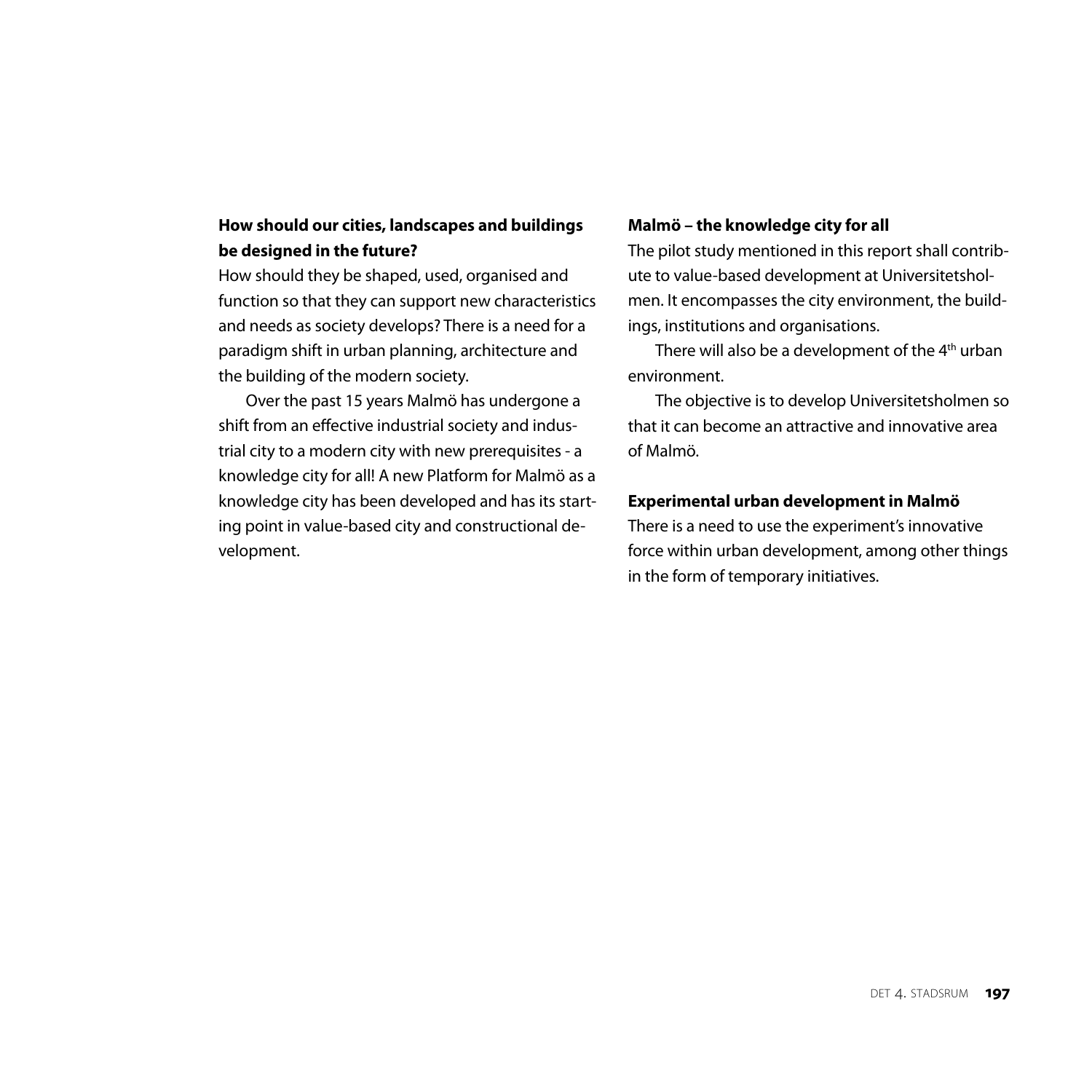**How should our cities, landscapes and buildings be designed in the future?**

How should they be shaped, used, organised and function so that they can support new characteristics and needs as society develops? There is a need for a paradigm shift in urban planning, architecture and the building of the modern society.

Over the past 15 years Malmö has undergone a shift from an effective industrial society and industrial city to a modern city with new prerequisites - a knowledge city for all! A new Platform for Malmö as a knowledge city has been developed and has its starting point in value-based city and constructional development.

**Malmö – the knowledge city for all**

The pilot study mentioned in this report shall contribute to value-based development at Universitetsholmen. It encompasses the city environment, the buildings, institutions and organisations.

There will also be a development of the 4th urban environment.

The objective is to develop Universitetsholmen so that it can become an attractive and innovative area of Malmö.

**Experimental urban development in Malmö**

There is a need to use the experiment's innovative force within urban development, among other things in the form of temporary initiatives.